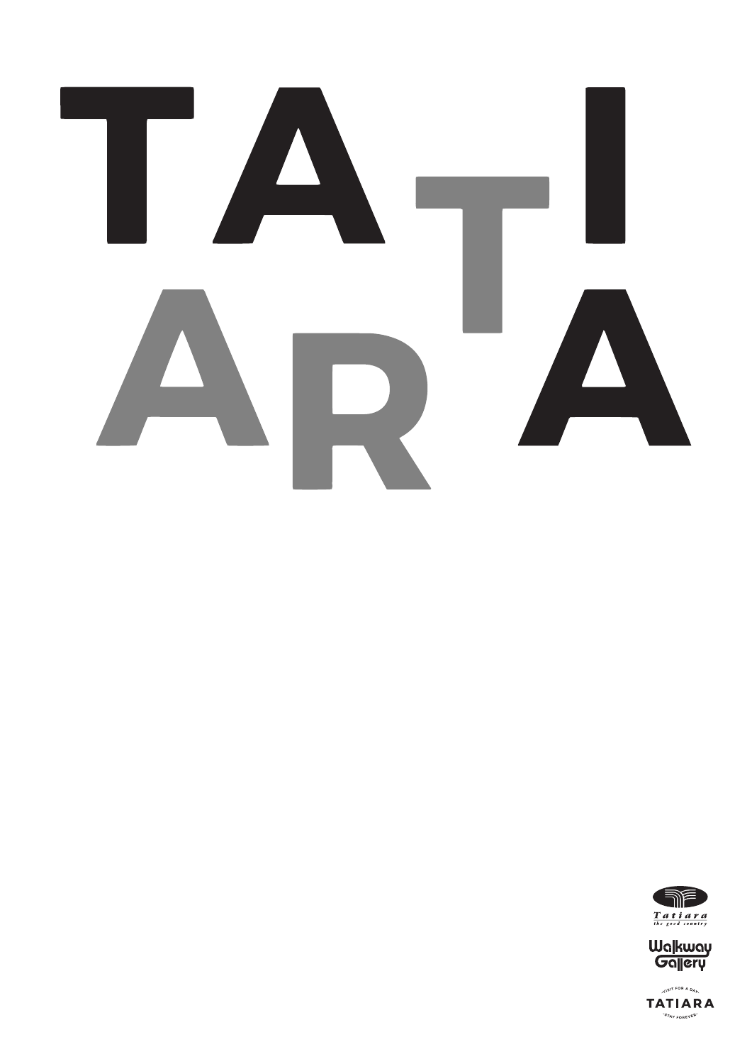# TATIARA

*Tatiara*
*the good country*

Walkway Gallery

VISIT FOR A DAY
TATIARA
STAY FOREVER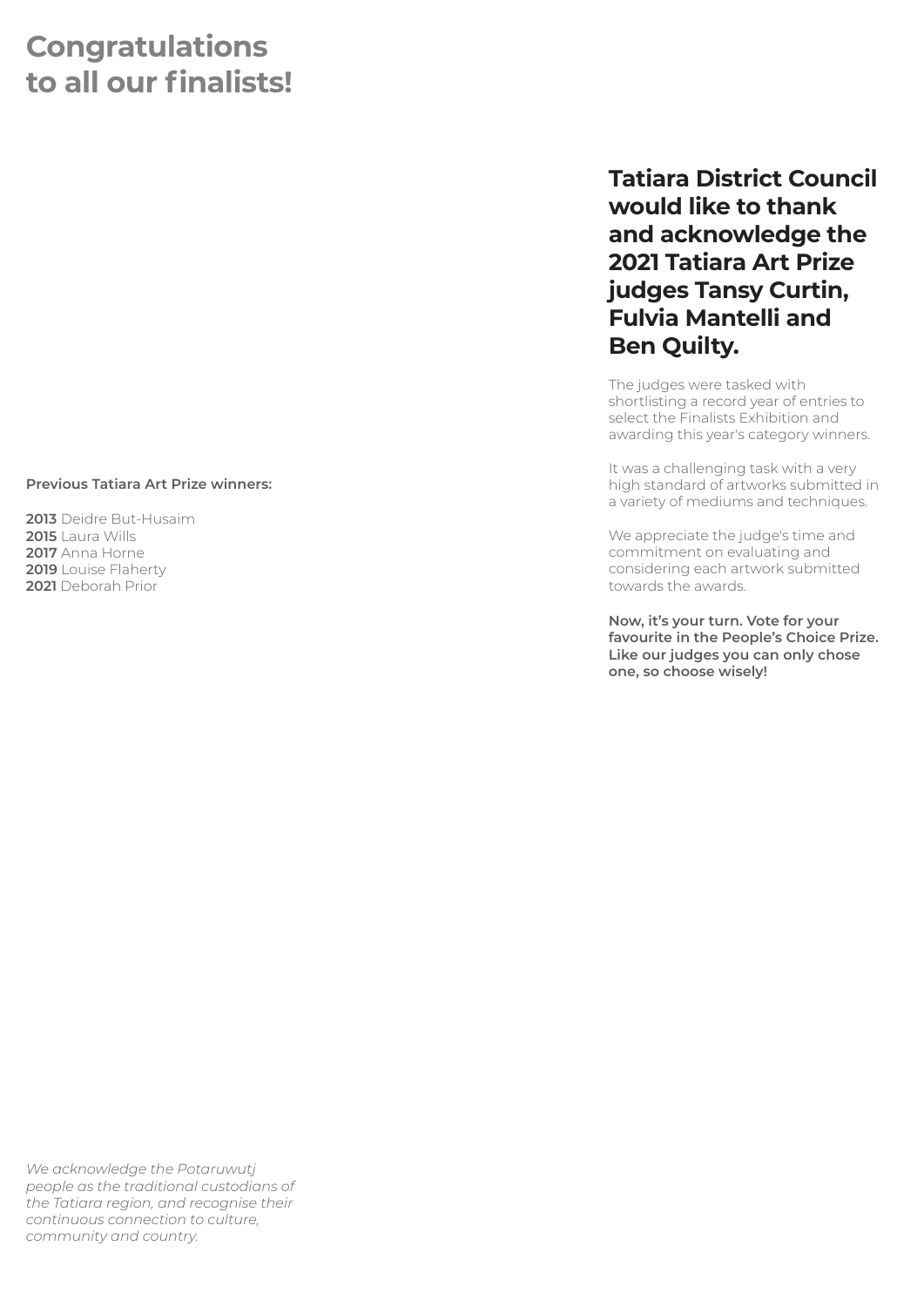# Congratulations to all our finalists!

## Tatiara District Council would like to thank and acknowledge the 2021 Tatiara Art Prize judges Tansy Curtin, Fulvia Mantelli and Ben Quilty.

The judges were tasked with shortlisting a record year of entries to select the Finalists Exhibition and awarding this year's category winners.

It was a challenging task with a very high standard of artworks submitted in a variety of mediums and techniques.

We appreciate the judge's time and commitment on evaluating and considering each artwork submitted towards the awards.

**Now, it's your turn. Vote for your favourite in the People's Choice Prize. Like our judges you can only chose one, so choose wisely!**

**Previous Tatiara Art Prize winners:**

**2013** Deidre But-Husaim
**2015** Laura Wills
**2017** Anna Horne
**2019** Louise Flaherty
**2021** Deborah Prior

*We acknowledge the Potaruwutj people as the traditional custodians of the Tatiara region, and recognise their continuous connection to culture, community and country.*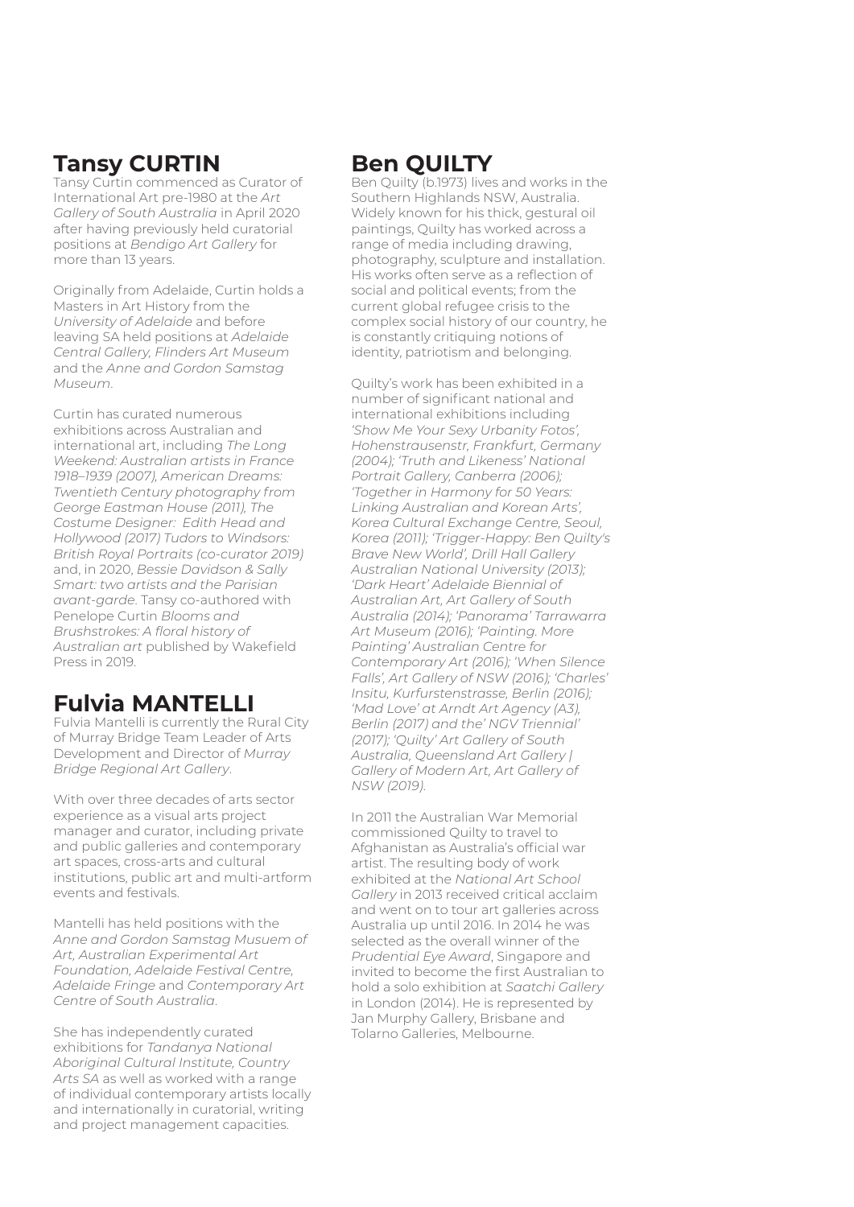## Tansy CURTIN

Tansy Curtin commenced as Curator of International Art pre-1980 at the *Art Gallery of South Australia* in April 2020 after having previously held curatorial positions at *Bendigo Art Gallery* for more than 13 years.

Originally from Adelaide, Curtin holds a Masters in Art History from the *University of Adelaide* and before leaving SA held positions at *Adelaide Central Gallery, Flinders Art Museum* and the *Anne and Gordon Samstag Museum*.

Curtin has curated numerous exhibitions across Australian and international art, including *The Long Weekend: Australian artists in France 1918–1939 (2007), American Dreams: Twentieth Century photography from George Eastman House (2011), The Costume Designer: Edith Head and Hollywood (2017) Tudors to Windsors: British Royal Portraits (co-curator 2019)* and, in 2020, *Bessie Davidson & Sally Smart: two artists and the Parisian avant-garde*. Tansy co-authored with Penelope Curtin *Blooms and Brushstrokes: A floral history of Australian art* published by Wakefield Press in 2019.

## Fulvia MANTELLI

Fulvia Mantelli is currently the Rural City of Murray Bridge Team Leader of Arts Development and Director of *Murray Bridge Regional Art Gallery*.

With over three decades of arts sector experience as a visual arts project manager and curator, including private and public galleries and contemporary art spaces, cross-arts and cultural institutions, public art and multi-artform events and festivals.

Mantelli has held positions with the *Anne and Gordon Samstag Musuem of Art, Australian Experimental Art Foundation, Adelaide Festival Centre, Adelaide Fringe* and *Contemporary Art Centre of South Australia*.

She has independently curated exhibitions for *Tandanya National Aboriginal Cultural Institute, Country Arts SA* as well as worked with a range of individual contemporary artists locally and internationally in curatorial, writing and project management capacities.

## Ben QUILTY

Ben Quilty (b.1973) lives and works in the Southern Highlands NSW, Australia. Widely known for his thick, gestural oil paintings, Quilty has worked across a range of media including drawing, photography, sculpture and installation. His works often serve as a reflection of social and political events; from the current global refugee crisis to the complex social history of our country, he is constantly critiquing notions of identity, patriotism and belonging.

Quilty's work has been exhibited in a number of significant national and international exhibitions including *'Show Me Your Sexy Urbanity Fotos', Hohenstrausenstr, Frankfurt, Germany (2004); 'Truth and Likeness' National Portrait Gallery, Canberra (2006); 'Together in Harmony for 50 Years: Linking Australian and Korean Arts', Korea Cultural Exchange Centre, Seoul, Korea (2011); 'Trigger-Happy: Ben Quilty's Brave New World', Drill Hall Gallery Australian National University (2013); 'Dark Heart' Adelaide Biennial of Australian Art, Art Gallery of South Australia (2014); 'Panorama' Tarrawarra Art Museum (2016); 'Painting. More Painting' Australian Centre for Contemporary Art (2016); 'When Silence Falls', Art Gallery of NSW (2016); 'Charles' Insitu, Kurfurstenstrasse, Berlin (2016); 'Mad Love' at Arndt Art Agency (A3), Berlin (2017) and the' NGV Triennial' (2017); 'Quilty' Art Gallery of South Australia, Queensland Art Gallery | Gallery of Modern Art, Art Gallery of NSW (2019).*

In 2011 the Australian War Memorial commissioned Quilty to travel to Afghanistan as Australia's official war artist. The resulting body of work exhibited at the *National Art School Gallery* in 2013 received critical acclaim and went on to tour art galleries across Australia up until 2016. In 2014 he was selected as the overall winner of the *Prudential Eye Award*, Singapore and invited to become the first Australian to hold a solo exhibition at *Saatchi Gallery* in London (2014). He is represented by Jan Murphy Gallery, Brisbane and Tolarno Galleries, Melbourne.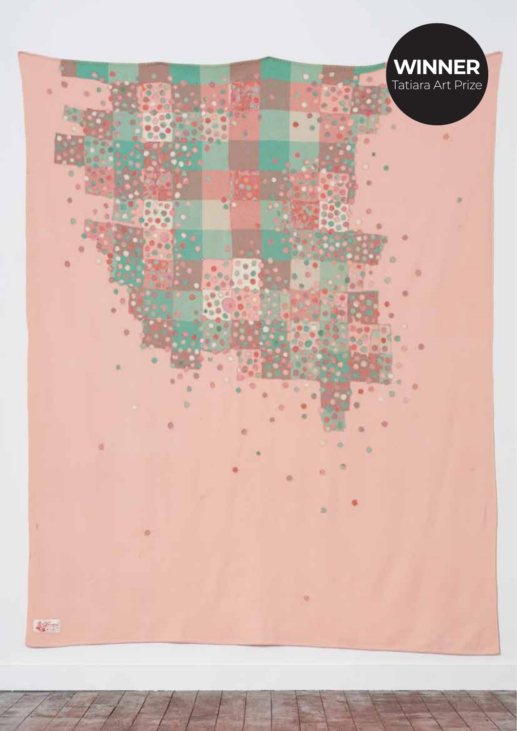**WINNER**
Tatiara Art Prize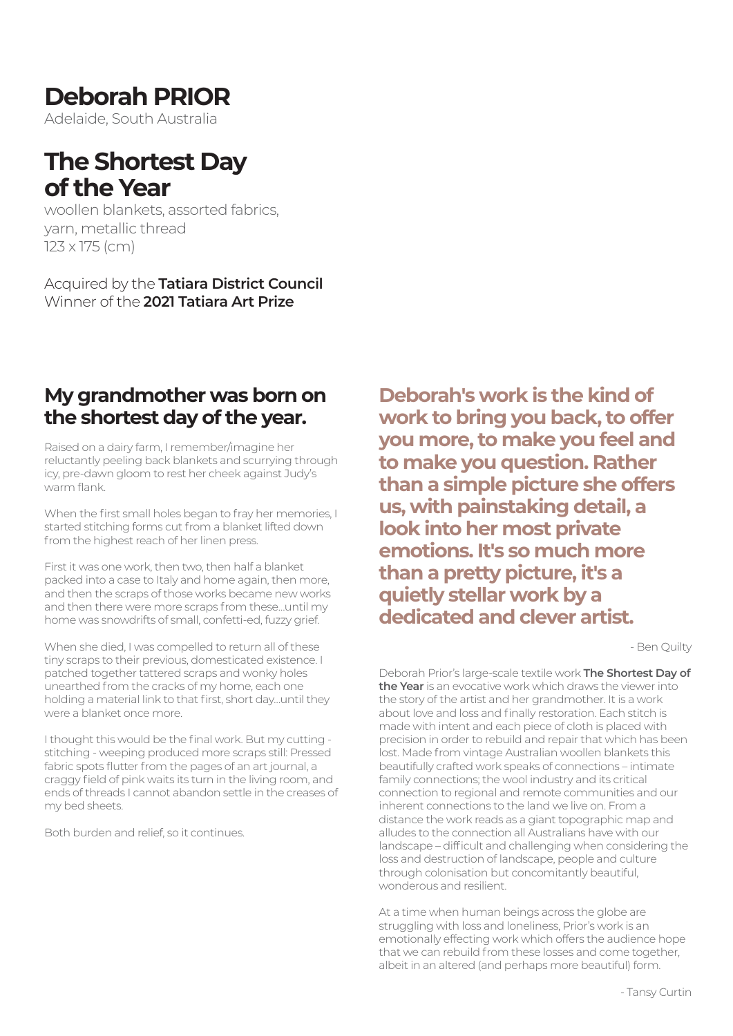# Deborah PRIOR

Adelaide, South Australia

## The Shortest Day of the Year

woollen blankets, assorted fabrics, yarn, metallic thread
123 x 175 (cm)

Acquired by the **Tatiara District Council**
Winner of the **2021 Tatiara Art Prize**

### My grandmother was born on the shortest day of the year.

Raised on a dairy farm, I remember/imagine her reluctantly peeling back blankets and scurrying through icy, pre-dawn gloom to rest her cheek against Judy's warm flank.

When the first small holes began to fray her memories, I started stitching forms cut from a blanket lifted down from the highest reach of her linen press.

First it was one work, then two, then half a blanket packed into a case to Italy and home again, then more, and then the scraps of those works became new works and then there were more scraps from these...until my home was snowdrifts of small, confetti-ed, fuzzy grief.

When she died, I was compelled to return all of these tiny scraps to their previous, domesticated existence. I patched together tattered scraps and wonky holes unearthed from the cracks of my home, each one holding a material link to that first, short day...until they were a blanket once more.

I thought this would be the final work. But my cutting - stitching - weeping produced more scraps still: Pressed fabric spots flutter from the pages of an art journal, a craggy field of pink waits its turn in the living room, and ends of threads I cannot abandon settle in the creases of my bed sheets.

Both burden and relief, so it continues.

**Deborah's work is the kind of work to bring you back, to offer you more, to make you feel and to make you question. Rather than a simple picture she offers us, with painstaking detail, a look into her most private emotions. It's so much more than a pretty picture, it's a quietly stellar work by a dedicated and clever artist.**

- Ben Quilty

Deborah Prior's large-scale textile work **The Shortest Day of the Year** is an evocative work which draws the viewer into the story of the artist and her grandmother. It is a work about love and loss and finally restoration. Each stitch is made with intent and each piece of cloth is placed with precision in order to rebuild and repair that which has been lost. Made from vintage Australian woollen blankets this beautifully crafted work speaks of connections – intimate family connections; the wool industry and its critical connection to regional and remote communities and our inherent connections to the land we live on. From a distance the work reads as a giant topographic map and alludes to the connection all Australians have with our landscape – difficult and challenging when considering the loss and destruction of landscape, people and culture through colonisation but concomitantly beautiful, wonderous and resilient.

At a time when human beings across the globe are struggling with loss and loneliness, Prior's work is an emotionally effecting work which offers the audience hope that we can rebuild from these losses and come together, albeit in an altered (and perhaps more beautiful) form.

- Tansy Curtin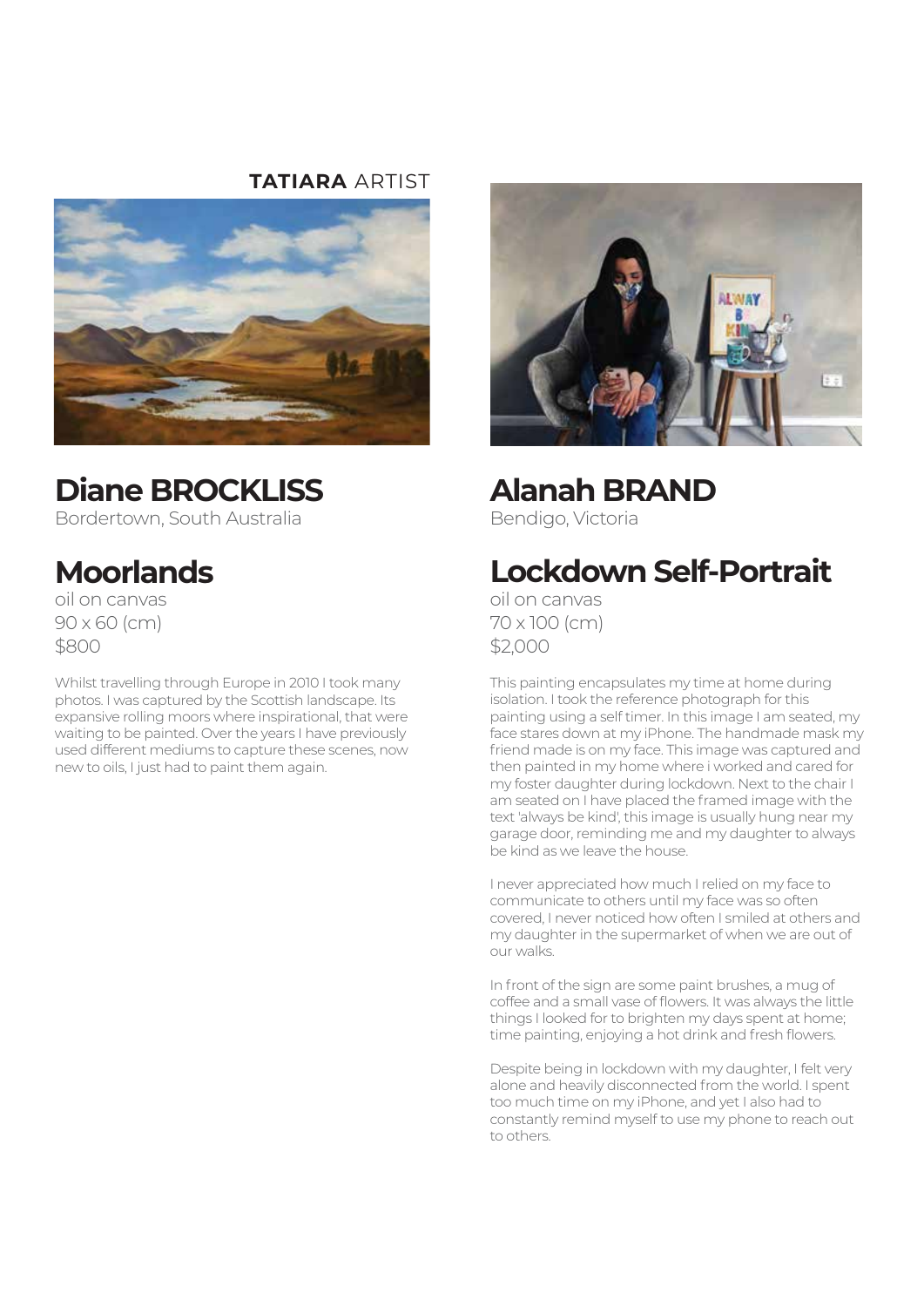**TATIARA** ARTIST

# Diane BROCKLISS

Bordertown, South Australia

## Moorlands

oil on canvas
90 x 60 (cm)
$800

Whilst travelling through Europe in 2010 I took many photos. I was captured by the Scottish landscape. Its expansive rolling moors where inspirational, that were waiting to be painted. Over the years I have previously used different mediums to capture these scenes, now new to oils, I just had to paint them again.

# Alanah BRAND

Bendigo, Victoria

## Lockdown Self-Portrait

oil on canvas
70 x 100 (cm)
$2,000

This painting encapsulates my time at home during isolation. I took the reference photograph for this painting using a self timer. In this image I am seated, my face stares down at my iPhone. The handmade mask my friend made is on my face. This image was captured and then painted in my home where i worked and cared for my foster daughter during lockdown. Next to the chair I am seated on I have placed the framed image with the text 'always be kind', this image is usually hung near my garage door, reminding me and my daughter to always be kind as we leave the house.

I never appreciated how much I relied on my face to communicate to others until my face was so often covered, I never noticed how often I smiled at others and my daughter in the supermarket of when we are out of our walks.

In front of the sign are some paint brushes, a mug of coffee and a small vase of flowers. It was always the little things I looked for to brighten my days spent at home; time painting, enjoying a hot drink and fresh flowers.

Despite being in lockdown with my daughter, I felt very alone and heavily disconnected from the world. I spent too much time on my iPhone, and yet I also had to constantly remind myself to use my phone to reach out to others.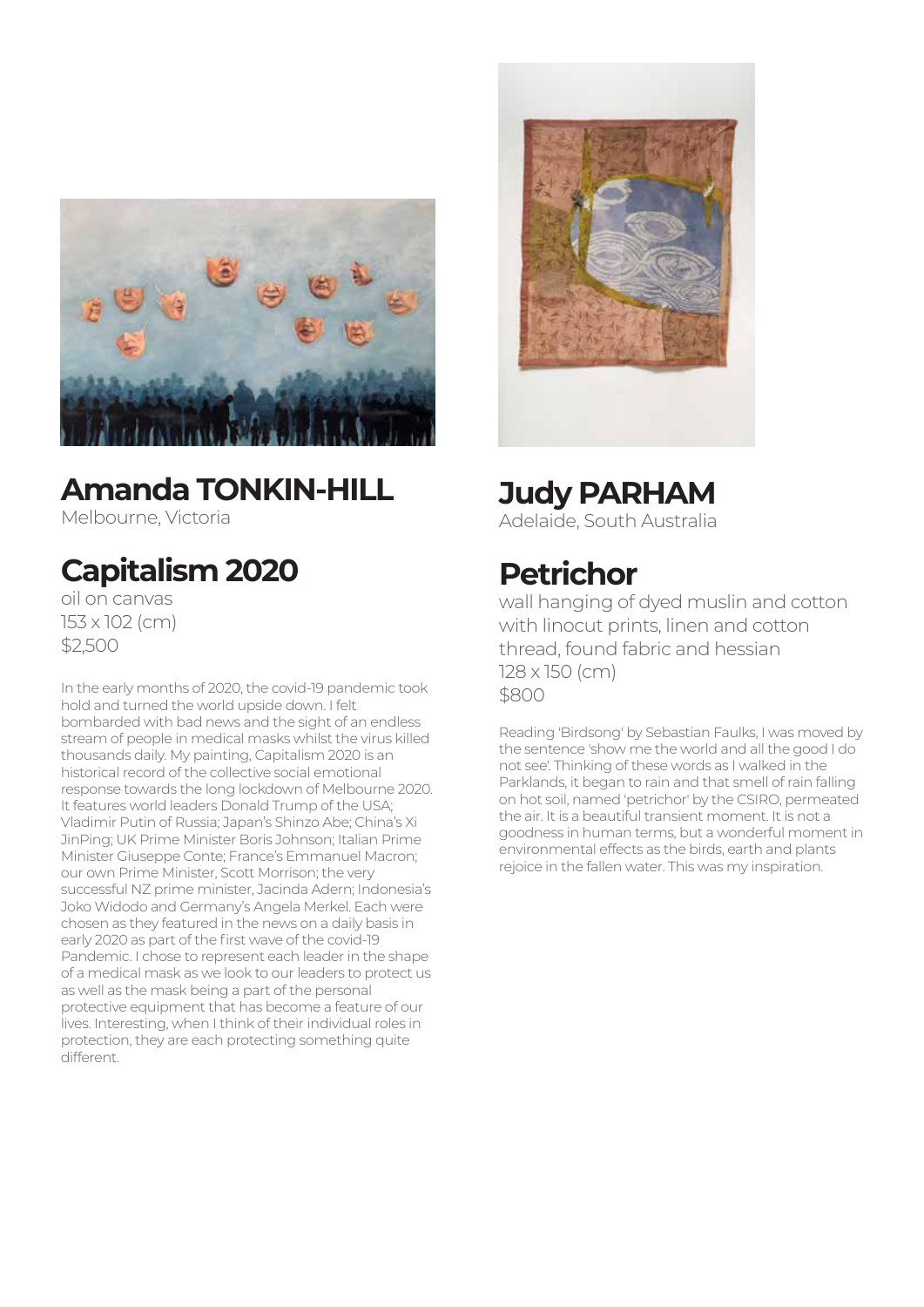## Amanda TONKIN-HILL

Melbourne, Victoria

## Capitalism 2020

oil on canvas
153 x 102 (cm)
$2,500

In the early months of 2020, the covid-19 pandemic took hold and turned the world upside down. I felt bombarded with bad news and the sight of an endless stream of people in medical masks whilst the virus killed thousands daily. My painting, Capitalism 2020 is an historical record of the collective social emotional response towards the long lockdown of Melbourne 2020. It features world leaders Donald Trump of the USA; Vladimir Putin of Russia; Japan's Shinzo Abe; China's Xi JinPing; UK Prime Minister Boris Johnson; Italian Prime Minister Giuseppe Conte; France's Emmanuel Macron; our own Prime Minister, Scott Morrison; the very successful NZ prime minister, Jacinda Adern; Indonesia's Joko Widodo and Germany's Angela Merkel. Each were chosen as they featured in the news on a daily basis in early 2020 as part of the first wave of the covid-19 Pandemic. I chose to represent each leader in the shape of a medical mask as we look to our leaders to protect us as well as the mask being a part of the personal protective equipment that has become a feature of our lives. Interesting, when I think of their individual roles in protection, they are each protecting something quite different.

## Judy PARHAM

Adelaide, South Australia

## Petrichor

wall hanging of dyed muslin and cotton with linocut prints, linen and cotton thread, found fabric and hessian
128 x 150 (cm)
$800

Reading 'Birdsong' by Sebastian Faulks, I was moved by the sentence 'show me the world and all the good I do not see'. Thinking of these words as I walked in the Parklands, it began to rain and that smell of rain falling on hot soil, named 'petrichor' by the CSIRO, permeated the air. It is a beautiful transient moment. It is not a goodness in human terms, but a wonderful moment in environmental effects as the birds, earth and plants rejoice in the fallen water. This was my inspiration.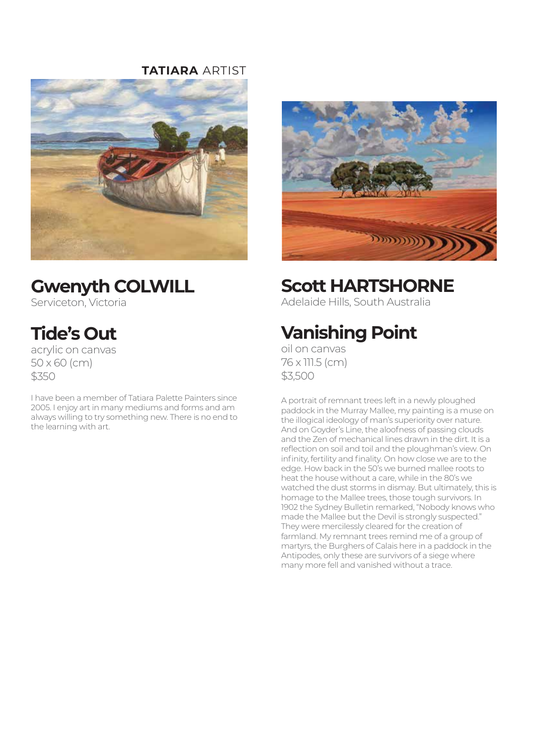**TATIARA** ARTIST

## Gwenyth COLWILL

Serviceton, Victoria

## Tide's Out

acrylic on canvas
50 x 60 (cm)
$350

I have been a member of Tatiara Palette Painters since 2005. I enjoy art in many mediums and forms and am always willing to try something new. There is no end to the learning with art.

## Scott HARTSHORNE

Adelaide Hills, South Australia

## Vanishing Point

oil on canvas
76 x 111.5 (cm)
$3,500

A portrait of remnant trees left in a newly ploughed paddock in the Murray Mallee, my painting is a muse on the illogical ideology of man's superiority over nature. And on Goyder's Line, the aloofness of passing clouds and the Zen of mechanical lines drawn in the dirt. It is a reflection on soil and toil and the ploughman's view. On infinity, fertility and finality. On how close we are to the edge. How back in the 50's we burned mallee roots to heat the house without a care, while in the 80's we watched the dust storms in dismay. But ultimately, this is homage to the Mallee trees, those tough survivors. In 1902 the Sydney Bulletin remarked, "Nobody knows who made the Mallee but the Devil is strongly suspected." They were mercilessly cleared for the creation of farmland. My remnant trees remind me of a group of martyrs, the Burghers of Calais here in a paddock in the Antipodes, only these are survivors of a siege where many more fell and vanished without a trace.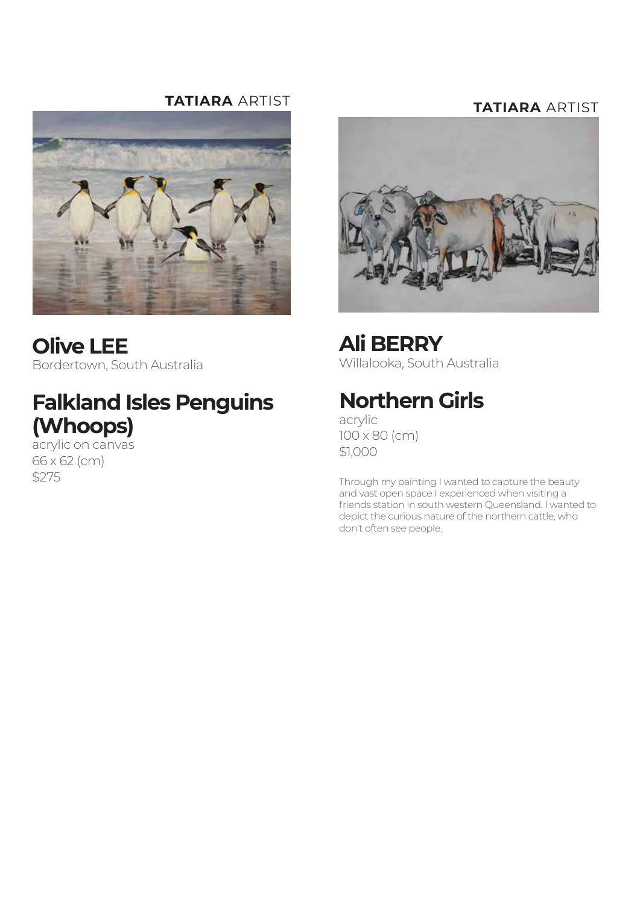**TATIARA** ARTIST

# Olive LEE

Bordertown, South Australia

## Falkland Isles Penguins (Whoops)

acrylic on canvas
66 x 62 (cm)
$275

**TATIARA** ARTIST

# Ali BERRY

Willalooka, South Australia

## Northern Girls

acrylic
100 x 80 (cm)
$1,000

Through my painting I wanted to capture the beauty and vast open space I experienced when visiting a friends station in south western Queensland. I wanted to depict the curious nature of the northern cattle, who don't often see people.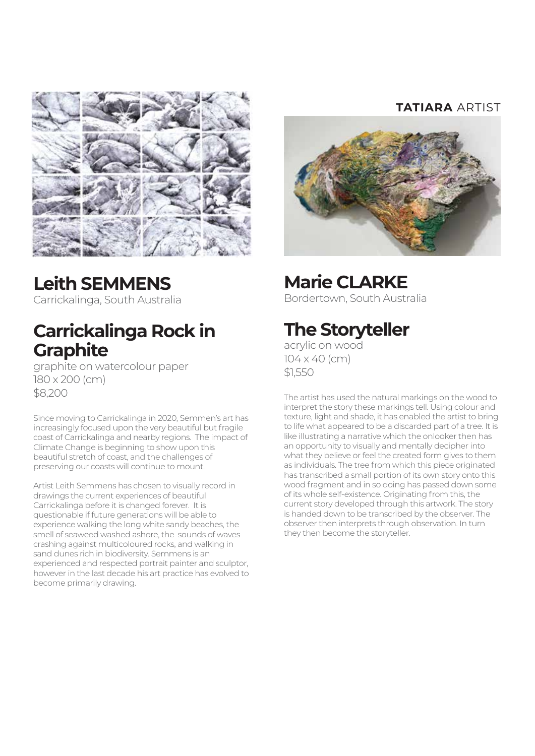## Leith SEMMENS

Carrickalinga, South Australia

## Carrickalinga Rock in Graphite

graphite on watercolour paper
180 x 200 (cm)
$8,200

Since moving to Carrickalinga in 2020, Semmen's art has increasingly focused upon the very beautiful but fragile coast of Carrickalinga and nearby regions. The impact of Climate Change is beginning to show upon this beautiful stretch of coast, and the challenges of preserving our coasts will continue to mount.

Artist Leith Semmens has chosen to visually record in drawings the current experiences of beautiful Carrickalinga before it is changed forever. It is questionable if future generations will be able to experience walking the long white sandy beaches, the smell of seaweed washed ashore, the sounds of waves crashing against multicoloured rocks, and walking in sand dunes rich in biodiversity. Semmens is an experienced and respected portrait painter and sculptor, however in the last decade his art practice has evolved to become primarily drawing.

**TATIARA** ARTIST

## Marie CLARKE

Bordertown, South Australia

## The Storyteller

acrylic on wood
104 x 40 (cm)
$1,550

The artist has used the natural markings on the wood to interpret the story these markings tell. Using colour and texture, light and shade, it has enabled the artist to bring to life what appeared to be a discarded part of a tree. It is like illustrating a narrative which the onlooker then has an opportunity to visually and mentally decipher into what they believe or feel the created form gives to them as individuals. The tree from which this piece originated has transcribed a small portion of its own story onto this wood fragment and in so doing has passed down some of its whole self-existence. Originating from this, the current story developed through this artwork. The story is handed down to be transcribed by the observer. The observer then interprets through observation. In turn they then become the storyteller.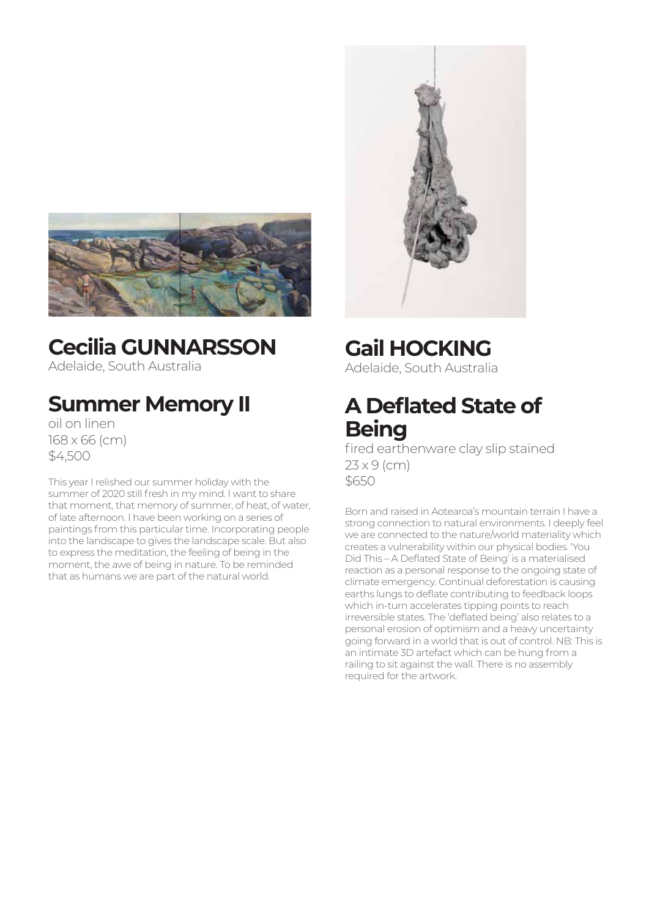## Cecilia GUNNARSSON

Adelaide, South Australia

### Summer Memory II

oil on linen
168 x 66 (cm)
$4,500

This year I relished our summer holiday with the summer of 2020 still fresh in my mind. I want to share that moment, that memory of summer, of heat, of water, of late afternoon. I have been working on a series of paintings from this particular time. Incorporating people into the landscape to gives the landscape scale. But also to express the meditation, the feeling of being in the moment, the awe of being in nature. To be reminded that as humans we are part of the natural world.

## Gail HOCKING

Adelaide, South Australia

### A Deflated State of Being

fired earthenware clay slip stained
23 x 9 (cm)
$650

Born and raised in Aotearoa's mountain terrain I have a strong connection to natural environments. I deeply feel we are connected to the nature/world materiality which creates a vulnerability within our physical bodies. 'You Did This – A Deflated State of Being' is a materialised reaction as a personal response to the ongoing state of climate emergency. Continual deforestation is causing earths lungs to deflate contributing to feedback loops which in-turn accelerates tipping points to reach irreversible states. The 'deflated being' also relates to a personal erosion of optimism and a heavy uncertainty going forward in a world that is out of control. NB: This is an intimate 3D artefact which can be hung from a railing to sit against the wall. There is no assembly required for the artwork.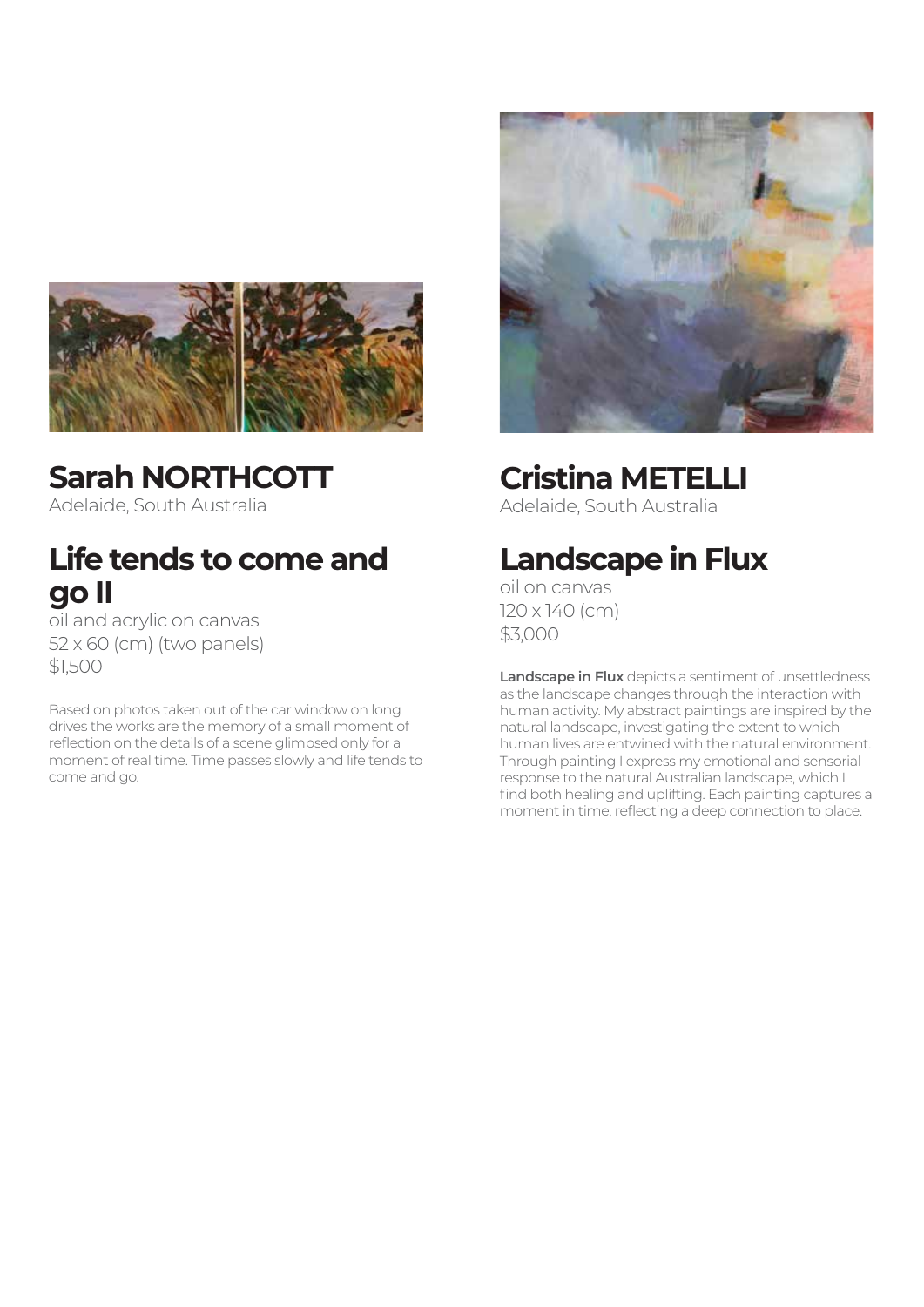## Sarah NORTHCOTT

Adelaide, South Australia

### Life tends to come and go II

oil and acrylic on canvas
52 x 60 (cm) (two panels)
$1,500

Based on photos taken out of the car window on long drives the works are the memory of a small moment of reflection on the details of a scene glimpsed only for a moment of real time. Time passes slowly and life tends to come and go.

## Cristina METELLI

Adelaide, South Australia

### Landscape in Flux

oil on canvas
120 x 140 (cm)
$3,000

**Landscape in Flux** depicts a sentiment of unsettledness as the landscape changes through the interaction with human activity. My abstract paintings are inspired by the natural landscape, investigating the extent to which human lives are entwined with the natural environment. Through painting I express my emotional and sensorial response to the natural Australian landscape, which I find both healing and uplifting. Each painting captures a moment in time, reflecting a deep connection to place.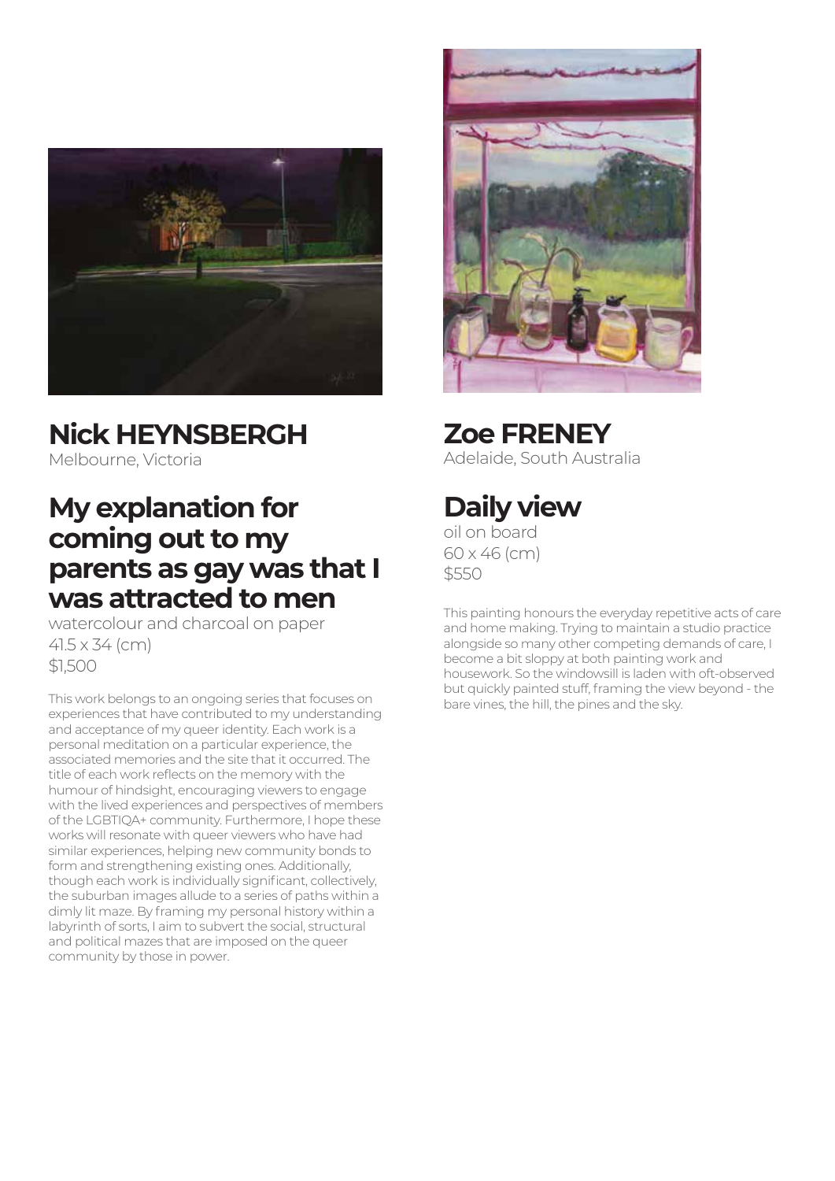## Nick HEYNSBERGH

Melbourne, Victoria

## My explanation for coming out to my parents as gay was that I was attracted to men

watercolour and charcoal on paper
41.5 x 34 (cm)
$1,500

This work belongs to an ongoing series that focuses on experiences that have contributed to my understanding and acceptance of my queer identity. Each work is a personal meditation on a particular experience, the associated memories and the site that it occurred. The title of each work reflects on the memory with the humour of hindsight, encouraging viewers to engage with the lived experiences and perspectives of members of the LGBTIQA+ community. Furthermore, I hope these works will resonate with queer viewers who have had similar experiences, helping new community bonds to form and strengthening existing ones. Additionally, though each work is individually significant, collectively, the suburban images allude to a series of paths within a dimly lit maze. By framing my personal history within a labyrinth of sorts, I aim to subvert the social, structural and political mazes that are imposed on the queer community by those in power.

## Zoe FRENEY

Adelaide, South Australia

## Daily view

oil on board
60 x 46 (cm)
$550

This painting honours the everyday repetitive acts of care and home making. Trying to maintain a studio practice alongside so many other competing demands of care, I become a bit sloppy at both painting work and housework. So the windowsill is laden with oft-observed but quickly painted stuff, framing the view beyond - the bare vines, the hill, the pines and the sky.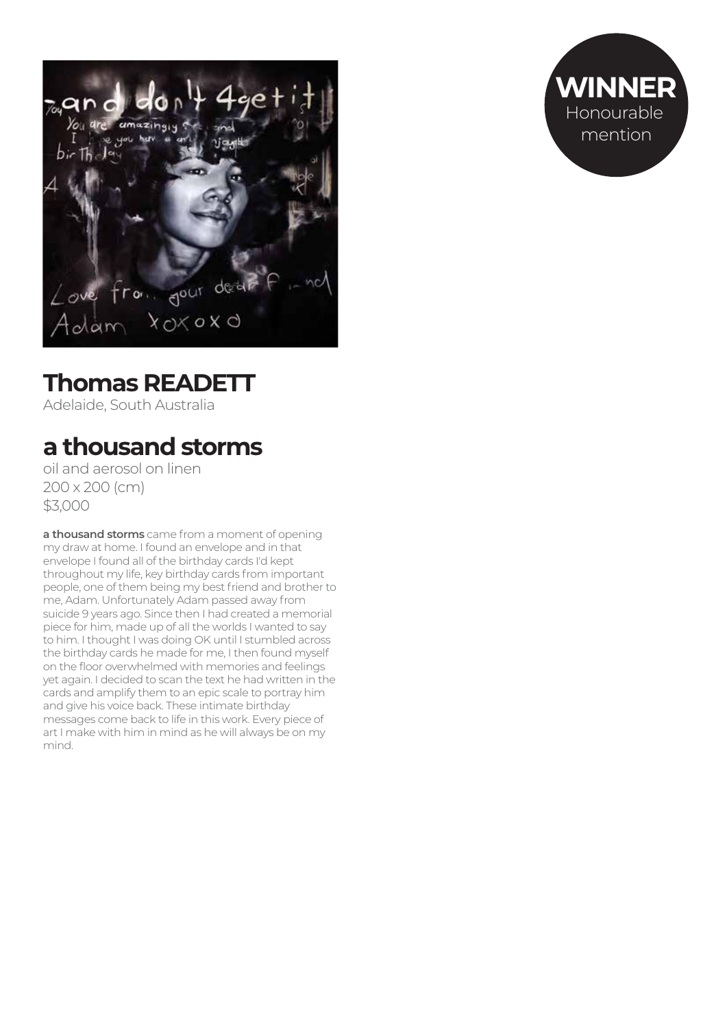**WINNER**
Honourable mention

## Thomas READETT

Adelaide, South Australia

## a thousand storms

oil and aerosol on linen
200 x 200 (cm)
$3,000

**a thousand storms** came from a moment of opening my draw at home. I found an envelope and in that envelope I found all of the birthday cards I'd kept throughout my life, key birthday cards from important people, one of them being my best friend and brother to me, Adam. Unfortunately Adam passed away from suicide 9 years ago. Since then I had created a memorial piece for him, made up of all the worlds I wanted to say to him. I thought I was doing OK until I stumbled across the birthday cards he made for me, I then found myself on the floor overwhelmed with memories and feelings yet again. I decided to scan the text he had written in the cards and amplify them to an epic scale to portray him and give his voice back. These intimate birthday messages come back to life in this work. Every piece of art I make with him in mind as he will always be on my mind.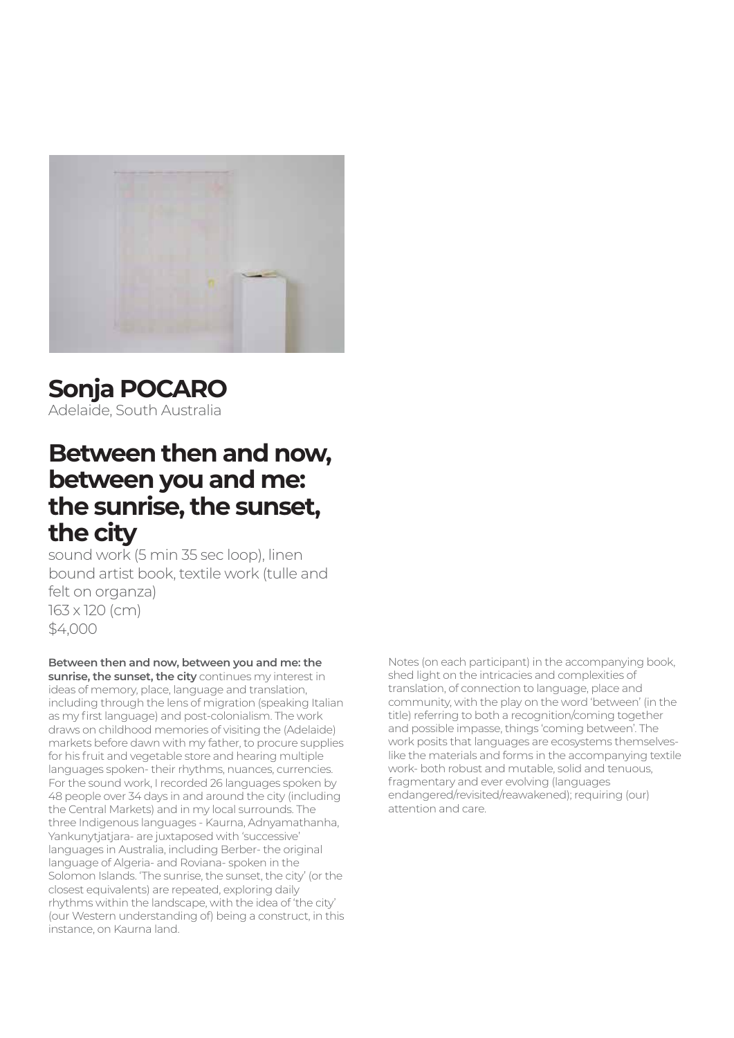# Sonja POCARO

Adelaide, South Australia

## Between then and now, between you and me: the sunrise, the sunset, the city

sound work (5 min 35 sec loop), linen bound artist book, textile work (tulle and felt on organza)
163 x 120 (cm)
$4,000

**Between then and now, between you and me: the sunrise, the sunset, the city** continues my interest in ideas of memory, place, language and translation, including through the lens of migration (speaking Italian as my first language) and post-colonialism. The work draws on childhood memories of visiting the (Adelaide) markets before dawn with my father, to procure supplies for his fruit and vegetable store and hearing multiple languages spoken- their rhythms, nuances, currencies. For the sound work, I recorded 26 languages spoken by 48 people over 34 days in and around the city (including the Central Markets) and in my local surrounds. The three Indigenous languages - Kaurna, Adnyamathanha, Yankunytjatjara- are juxtaposed with 'successive' languages in Australia, including Berber- the original language of Algeria- and Roviana- spoken in the Solomon Islands. 'The sunrise, the sunset, the city' (or the closest equivalents) are repeated, exploring daily rhythms within the landscape, with the idea of 'the city' (our Western understanding of) being a construct, in this instance, on Kaurna land.

Notes (on each participant) in the accompanying book, shed light on the intricacies and complexities of translation, of connection to language, place and community, with the play on the word 'between' (in the title) referring to both a recognition/coming together and possible impasse, things 'coming between'. The work posits that languages are ecosystems themselves- like the materials and forms in the accompanying textile work- both robust and mutable, solid and tenuous, fragmentary and ever evolving (languages endangered/revisited/reawakened); requiring (our) attention and care.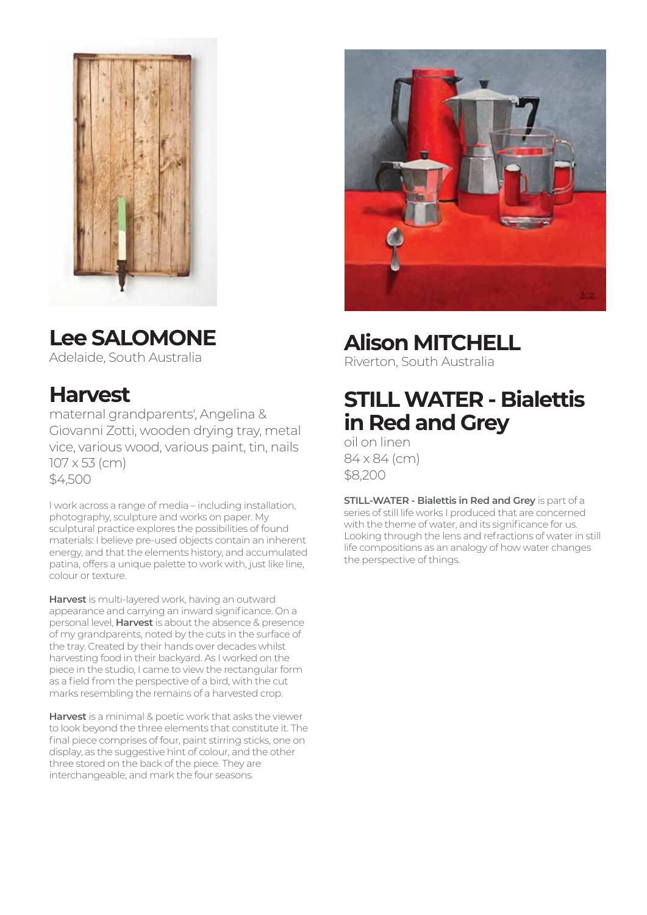## Lee SALOMONE

Adelaide, South Australia

### Harvest

maternal grandparents', Angelina & Giovanni Zotti, wooden drying tray, metal vice, various wood, various paint, tin, nails
107 x 53 (cm)
$4,500

I work across a range of media – including installation, photography, sculpture and works on paper. My sculptural practice explores the possibilities of found materials: I believe pre-used objects contain an inherent energy, and that the elements history, and accumulated patina, offers a unique palette to work with, just like line, colour or texture.

**Harvest** is multi-layered work, having an outward appearance and carrying an inward significance. On a personal level, **Harvest** is about the absence & presence of my grandparents, noted by the cuts in the surface of the tray. Created by their hands over decades whilst harvesting food in their backyard. As I worked on the piece in the studio, I came to view the rectangular form as a field from the perspective of a bird, with the cut marks resembling the remains of a harvested crop.

**Harvest** is a minimal & poetic work that asks the viewer to look beyond the three elements that constitute it. The final piece comprises of four, paint stirring sticks, one on display, as the suggestive hint of colour, and the other three stored on the back of the piece. They are interchangeable, and mark the four seasons.

## Alison MITCHELL

Riverton, South Australia

### STILL WATER - Bialettis in Red and Grey

oil on linen
84 x 84 (cm)
$8,200

**STILL-WATER - Bialettis in Red and Grey** is part of a series of still life works I produced that are concerned with the theme of water, and its significance for us. Looking through the lens and refractions of water in still life compositions as an analogy of how water changes the perspective of things.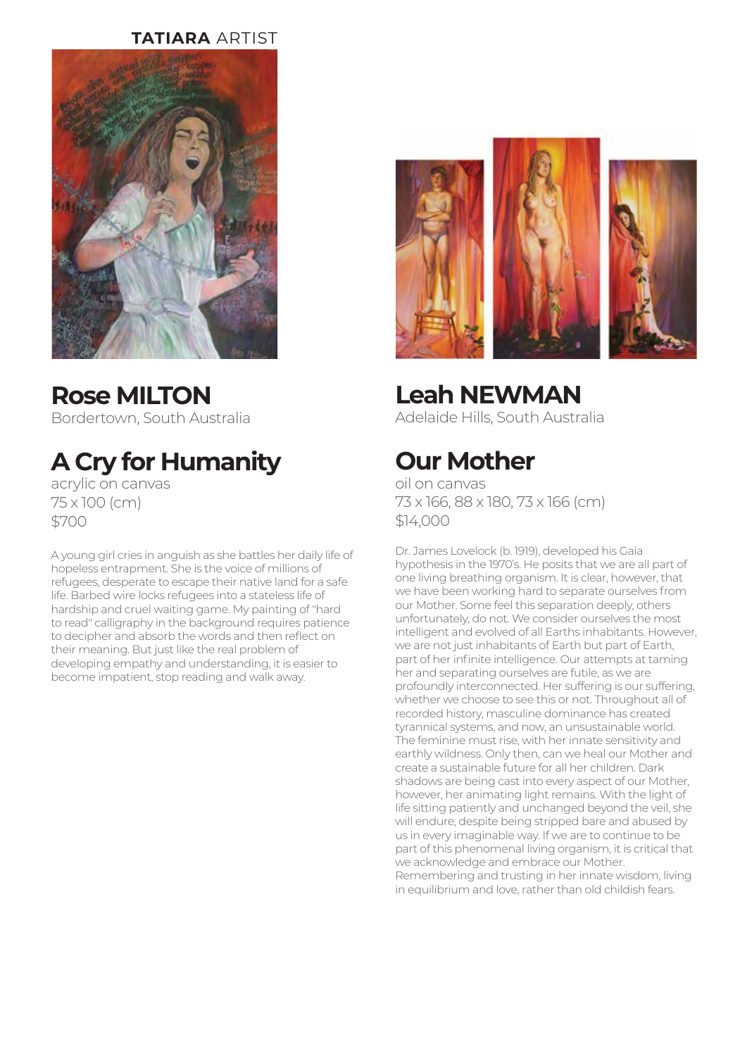**TATIARA** ARTIST

## Rose MILTON
Bordertown, South Australia

## A Cry for Humanity
acrylic on canvas
75 x 100 (cm)
$700

A young girl cries in anguish as she battles her daily life of hopeless entrapment. She is the voice of millions of refugees, desperate to escape their native land for a safe life. Barbed wire locks refugees into a stateless life of hardship and cruel waiting game. My painting of "hard to read" calligraphy in the background requires patience to decipher and absorb the words and then reflect on their meaning. But just like the real problem of developing empathy and understanding, it is easier to become impatient, stop reading and walk away.

## Leah NEWMAN
Adelaide Hills, South Australia

## Our Mother
oil on canvas
73 x 166, 88 x 180, 73 x 166 (cm)
$14,000

Dr. James Lovelock (b. 1919), developed his Gaia hypothesis in the 1970's. He posits that we are all part of one living breathing organism. It is clear, however, that we have been working hard to separate ourselves from our Mother. Some feel this separation deeply, others unfortunately, do not. We consider ourselves the most intelligent and evolved of all Earths inhabitants. However, we are not just inhabitants of Earth but part of Earth, part of her infinite intelligence. Our attempts at taming her and separating ourselves are futile, as we are profoundly interconnected. Her suffering is our suffering, whether we choose to see this or not. Throughout all of recorded history, masculine dominance has created tyrannical systems, and now, an unsustainable world. The feminine must rise, with her innate sensitivity and earthly wildness. Only then, can we heal our Mother and create a sustainable future for all her children. Dark shadows are being cast into every aspect of our Mother, however, her animating light remains. With the light of life sitting patiently and unchanged beyond the veil, she will endure, despite being stripped bare and abused by us in every imaginable way. If we are to continue to be part of this phenomenal living organism, it is critical that we acknowledge and embrace our Mother. Remembering and trusting in her innate wisdom, living in equilibrium and love, rather than old childish fears.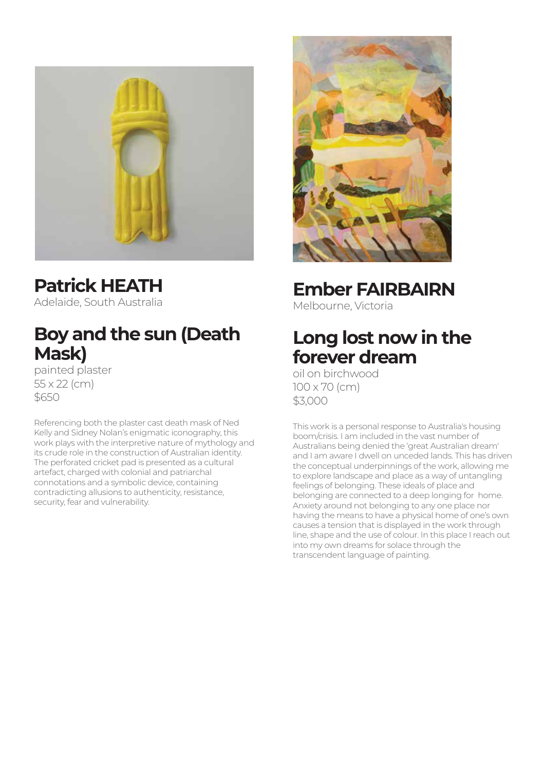## Patrick HEATH

Adelaide, South Australia

### Boy and the sun (Death Mask)

painted plaster
55 x 22 (cm)
$650

Referencing both the plaster cast death mask of Ned Kelly and Sidney Nolan's enigmatic iconography, this work plays with the interpretive nature of mythology and its crude role in the construction of Australian identity. The perforated cricket pad is presented as a cultural artefact, charged with colonial and patriarchal connotations and a symbolic device, containing contradicting allusions to authenticity, resistance, security, fear and vulnerability.

## Ember FAIRBAIRN

Melbourne, Victoria

### Long lost now in the forever dream

oil on birchwood
100 x 70 (cm)
$3,000

This work is a personal response to Australia's housing boom/crisis. I am included in the vast number of Australians being denied the 'great Australian dream' and I am aware I dwell on unceded lands. This has driven the conceptual underpinnings of the work, allowing me to explore landscape and place as a way of untangling feelings of belonging. These ideals of place and belonging are connected to a deep longing for home. Anxiety around not belonging to any one place nor having the means to have a physical home of one's own causes a tension that is displayed in the work through line, shape and the use of colour. In this place I reach out into my own dreams for solace through the transcendent language of painting.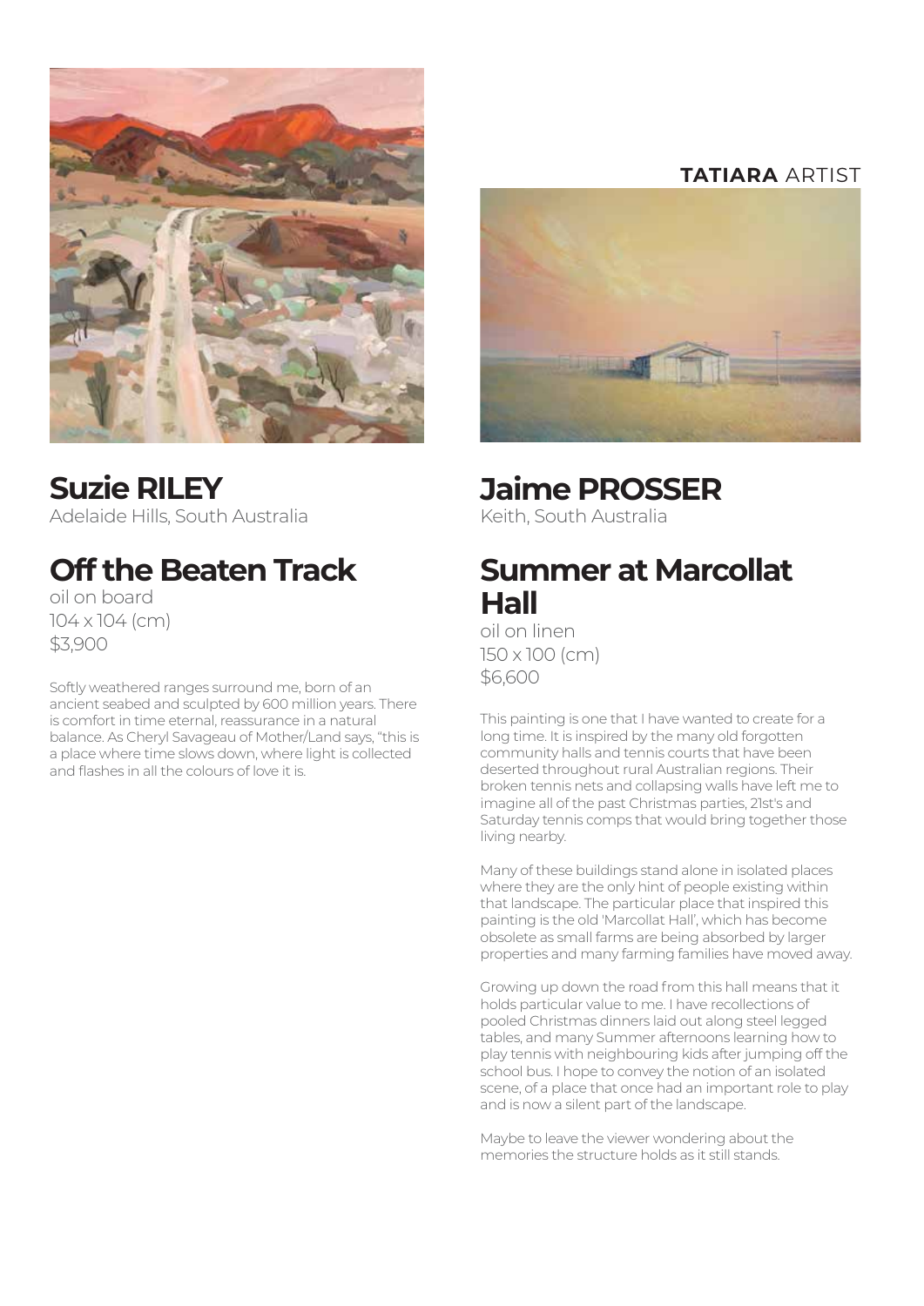## Suzie RILEY

Adelaide Hills, South Australia

### Off the Beaten Track

oil on board
104 x 104 (cm)
$3,900

Softly weathered ranges surround me, born of an ancient seabed and sculpted by 600 million years. There is comfort in time eternal, reassurance in a natural balance. As Cheryl Savageau of Mother/Land says, "this is a place where time slows down, where light is collected and flashes in all the colours of love it is.

**TATIARA** ARTIST

## Jaime PROSSER

Keith, South Australia

### Summer at Marcollat Hall

oil on linen
150 x 100 (cm)
$6,600

This painting is one that I have wanted to create for a long time. It is inspired by the many old forgotten community halls and tennis courts that have been deserted throughout rural Australian regions. Their broken tennis nets and collapsing walls have left me to imagine all of the past Christmas parties, 21st's and Saturday tennis comps that would bring together those living nearby.

Many of these buildings stand alone in isolated places where they are the only hint of people existing within that landscape. The particular place that inspired this painting is the old 'Marcollat Hall', which has become obsolete as small farms are being absorbed by larger properties and many farming families have moved away.

Growing up down the road from this hall means that it holds particular value to me. I have recollections of pooled Christmas dinners laid out along steel legged tables, and many Summer afternoons learning how to play tennis with neighbouring kids after jumping off the school bus. I hope to convey the notion of an isolated scene, of a place that once had an important role to play and is now a silent part of the landscape.

Maybe to leave the viewer wondering about the memories the structure holds as it still stands.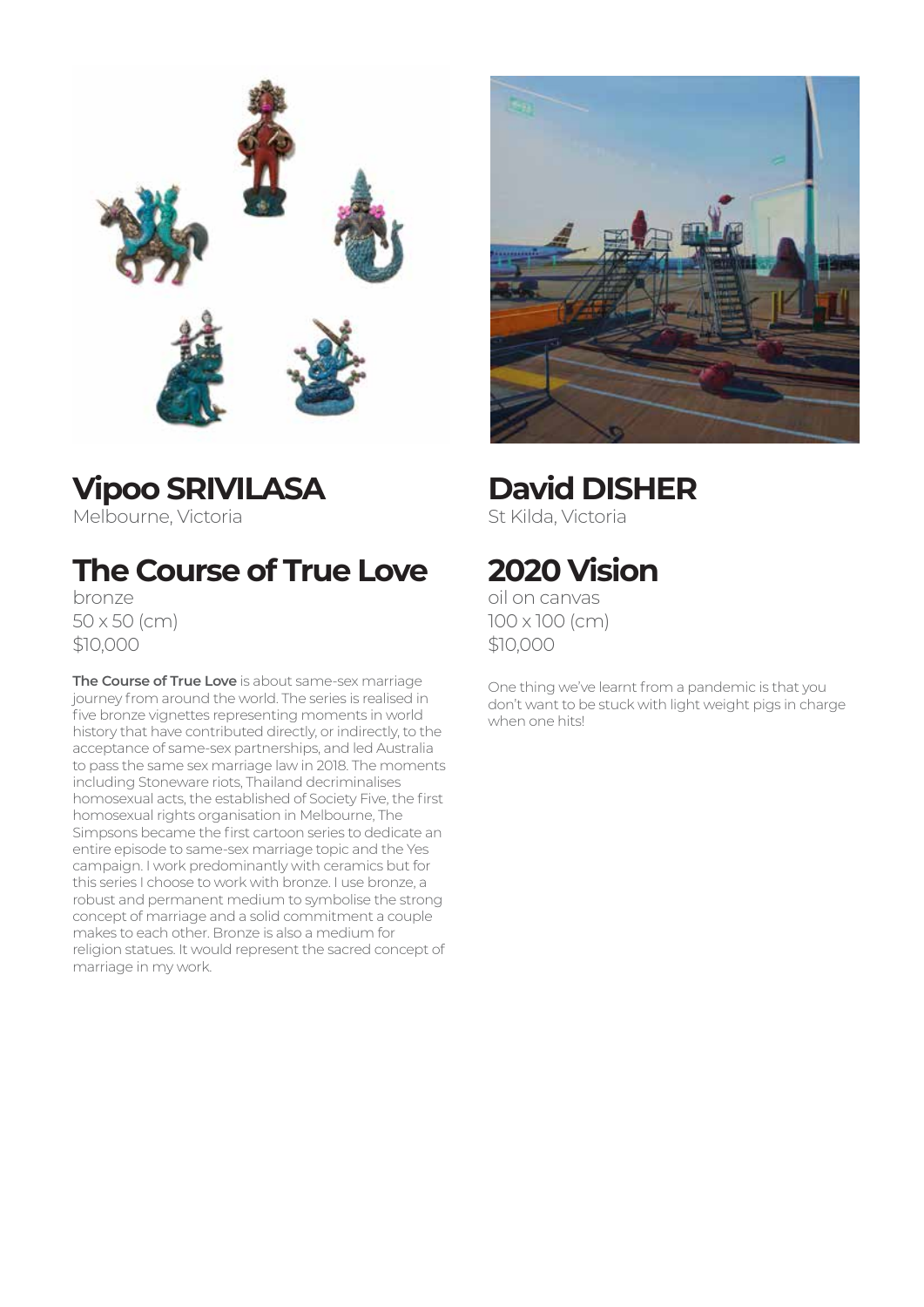## Vipoo SRIVILASA

Melbourne, Victoria

## The Course of True Love

bronze
50 x 50 (cm)
$10,000

**The Course of True Love** is about same-sex marriage journey from around the world. The series is realised in five bronze vignettes representing moments in world history that have contributed directly, or indirectly, to the acceptance of same-sex partnerships, and led Australia to pass the same sex marriage law in 2018. The moments including Stoneware riots, Thailand decriminalises homosexual acts, the established of Society Five, the first homosexual rights organisation in Melbourne, The Simpsons became the first cartoon series to dedicate an entire episode to same-sex marriage topic and the Yes campaign. I work predominantly with ceramics but for this series I choose to work with bronze. I use bronze, a robust and permanent medium to symbolise the strong concept of marriage and a solid commitment a couple makes to each other. Bronze is also a medium for religion statues. It would represent the sacred concept of marriage in my work.

## David DISHER

St Kilda, Victoria

## 2020 Vision

oil on canvas
100 x 100 (cm)
$10,000

One thing we've learnt from a pandemic is that you don't want to be stuck with light weight pigs in charge when one hits!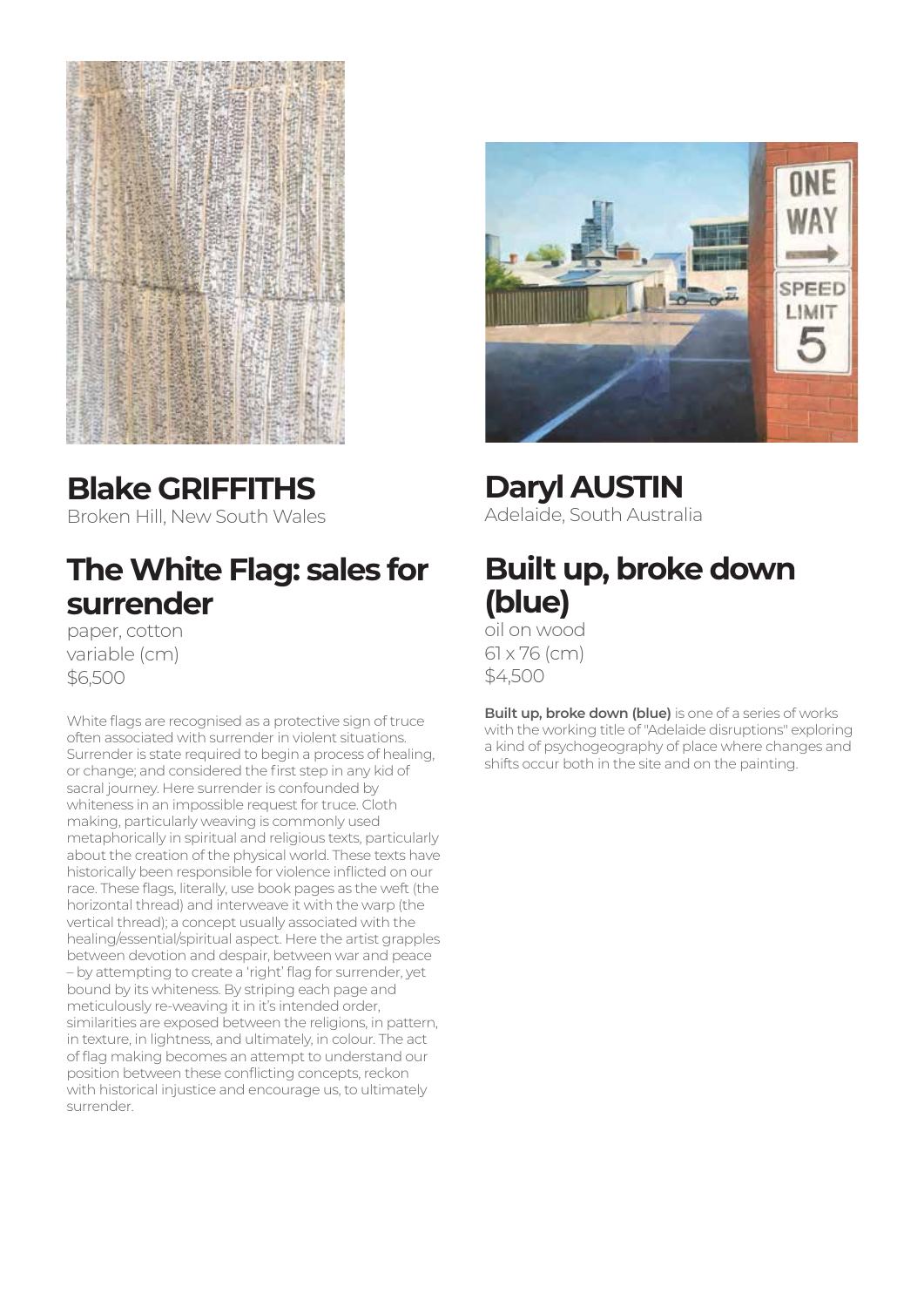## Blake GRIFFITHS

Broken Hill, New South Wales

### The White Flag: sales for surrender

paper, cotton
variable (cm)
$6,500

White flags are recognised as a protective sign of truce often associated with surrender in violent situations. Surrender is state required to begin a process of healing, or change; and considered the first step in any kid of sacral journey. Here surrender is confounded by whiteness in an impossible request for truce. Cloth making, particularly weaving is commonly used metaphorically in spiritual and religious texts, particularly about the creation of the physical world. These texts have historically been responsible for violence inflicted on our race. These flags, literally, use book pages as the weft (the horizontal thread) and interweave it with the warp (the vertical thread); a concept usually associated with the healing/essential/spiritual aspect. Here the artist grapples between devotion and despair, between war and peace – by attempting to create a 'right' flag for surrender, yet bound by its whiteness. By striping each page and meticulously re-weaving it in it's intended order, similarities are exposed between the religions, in pattern, in texture, in lightness, and ultimately, in colour. The act of flag making becomes an attempt to understand our position between these conflicting concepts, reckon with historical injustice and encourage us, to ultimately surrender.

## Daryl AUSTIN

Adelaide, South Australia

### Built up, broke down (blue)

oil on wood
61 x 76 (cm)
$4,500

**Built up, broke down (blue)** is one of a series of works with the working title of "Adelaide disruptions" exploring a kind of psychogeography of place where changes and shifts occur both in the site and on the painting.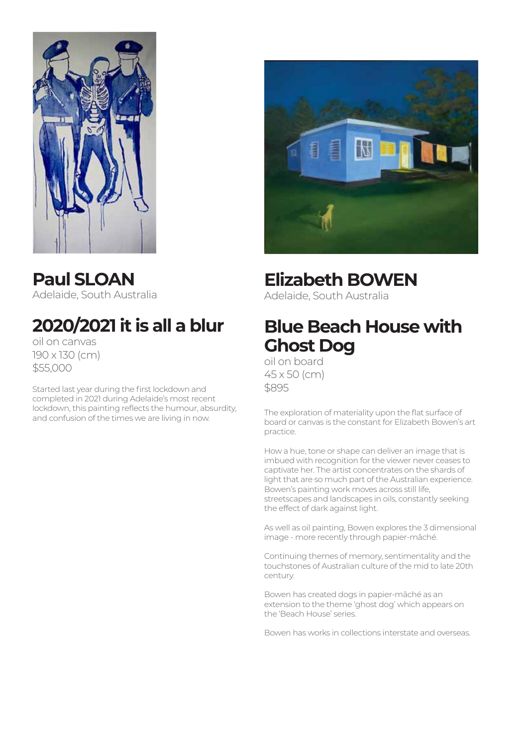## Paul SLOAN

Adelaide, South Australia

## 2020/2021 it is all a blur

oil on canvas
190 x 130 (cm)
$55,000

Started last year during the first lockdown and completed in 2021 during Adelaide's most recent lockdown, this painting reflects the humour, absurdity, and confusion of the times we are living in now.

## Elizabeth BOWEN

Adelaide, South Australia

## Blue Beach House with Ghost Dog

oil on board
45 x 50 (cm)
$895

The exploration of materiality upon the flat surface of board or canvas is the constant for Elizabeth Bowen's art practice.

How a hue, tone or shape can deliver an image that is imbued with recognition for the viewer never ceases to captivate her. The artist concentrates on the shards of light that are so much part of the Australian experience. Bowen's painting work moves across still life, streetscapes and landscapes in oils, constantly seeking the effect of dark against light.

As well as oil painting, Bowen explores the 3 dimensional image - more recently through papier-mâché.

Continuing themes of memory, sentimentality and the touchstones of Australian culture of the mid to late 20th century.

Bowen has created dogs in papier-mâché as an extension to the theme 'ghost dog' which appears on the 'Beach House' series.

Bowen has works in collections interstate and overseas.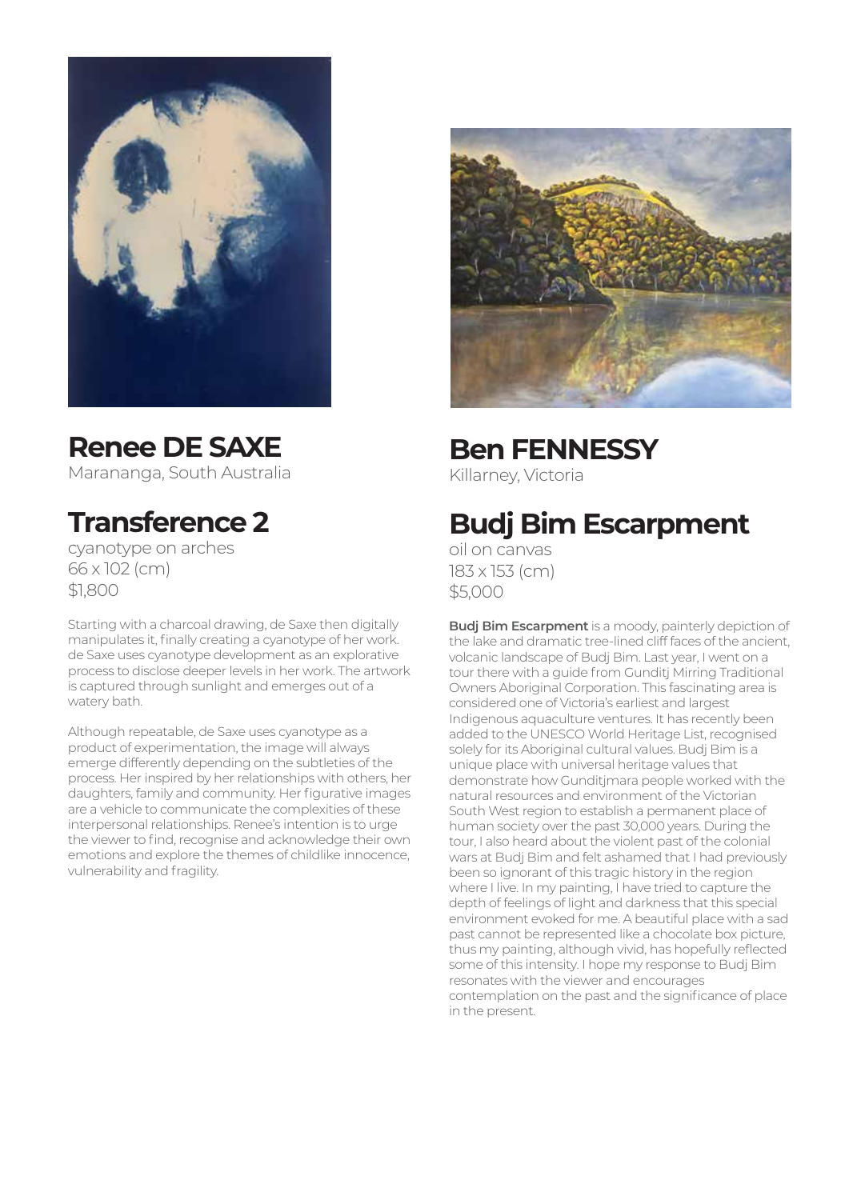## Renee DE SAXE

Marananga, South Australia

## Transference 2

cyanotype on arches
66 x 102 (cm)
$1,800

Starting with a charcoal drawing, de Saxe then digitally manipulates it, finally creating a cyanotype of her work. de Saxe uses cyanotype development as an explorative process to disclose deeper levels in her work. The artwork is captured through sunlight and emerges out of a watery bath.

Although repeatable, de Saxe uses cyanotype as a product of experimentation, the image will always emerge differently depending on the subtleties of the process. Her inspired by her relationships with others, her daughters, family and community. Her figurative images are a vehicle to communicate the complexities of these interpersonal relationships. Renee's intention is to urge the viewer to find, recognise and acknowledge their own emotions and explore the themes of childlike innocence, vulnerability and fragility.

## Ben FENNESSY

Killarney, Victoria

## Budj Bim Escarpment

oil on canvas
183 x 153 (cm)
$5,000

**Budj Bim Escarpment** is a moody, painterly depiction of the lake and dramatic tree-lined cliff faces of the ancient, volcanic landscape of Budj Bim. Last year, I went on a tour there with a guide from Gunditj Mirring Traditional Owners Aboriginal Corporation. This fascinating area is considered one of Victoria's earliest and largest Indigenous aquaculture ventures. It has recently been added to the UNESCO World Heritage List, recognised solely for its Aboriginal cultural values. Budj Bim is a unique place with universal heritage values that demonstrate how Gunditjmara people worked with the natural resources and environment of the Victorian South West region to establish a permanent place of human society over the past 30,000 years. During the tour, I also heard about the violent past of the colonial wars at Budj Bim and felt ashamed that I had previously been so ignorant of this tragic history in the region where I live. In my painting, I have tried to capture the depth of feelings of light and darkness that this special environment evoked for me. A beautiful place with a sad past cannot be represented like a chocolate box picture, thus my painting, although vivid, has hopefully reflected some of this intensity. I hope my response to Budj Bim resonates with the viewer and encourages contemplation on the past and the significance of place in the present.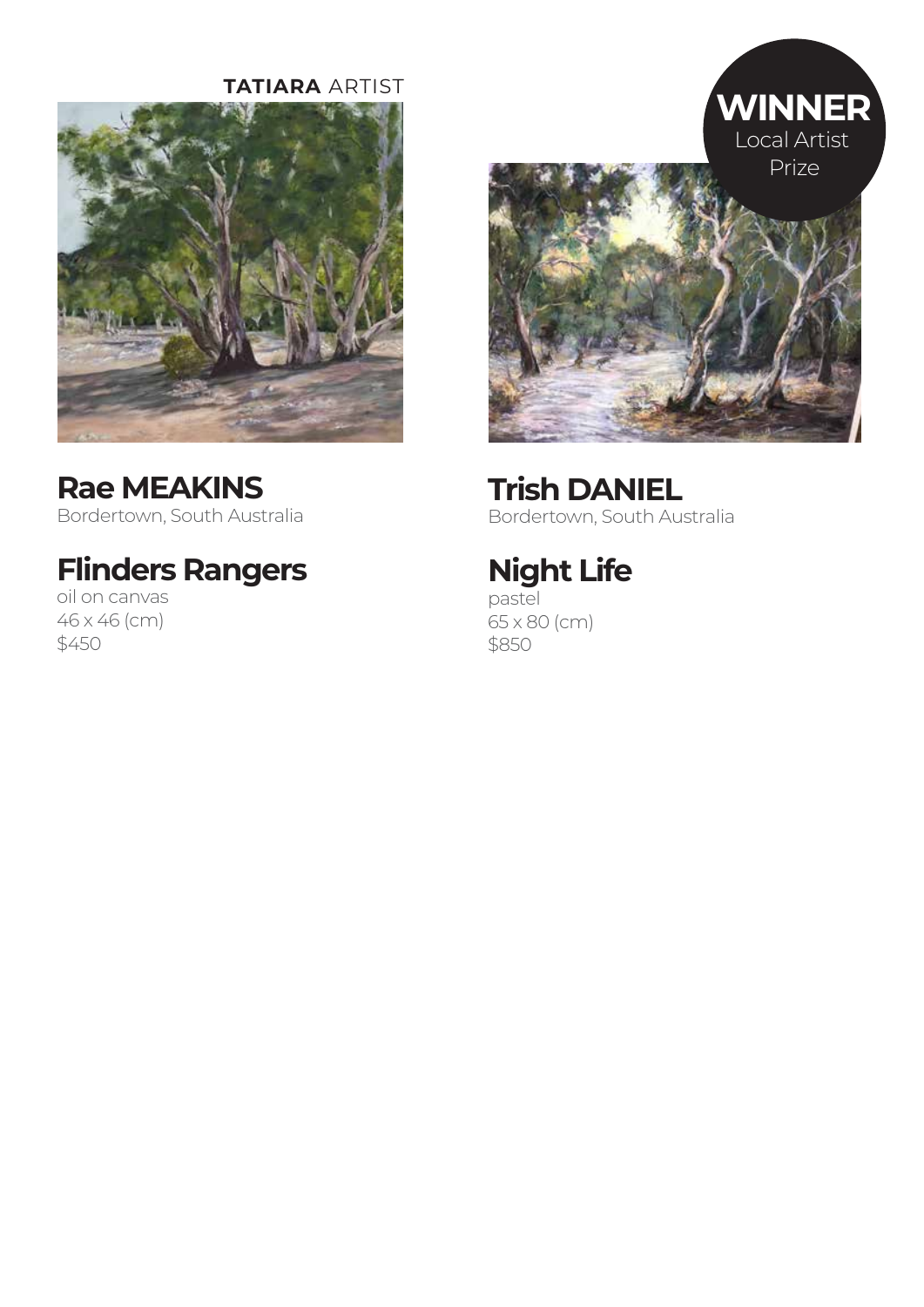**TATIARA** ARTIST

## Rae MEAKINS
Bordertown, South Australia

### Flinders Rangers
oil on canvas
46 x 46 (cm)
$450

**WINNER**
Local Artist Prize

## Trish DANIEL
Bordertown, South Australia

### Night Life
pastel
65 x 80 (cm)
$850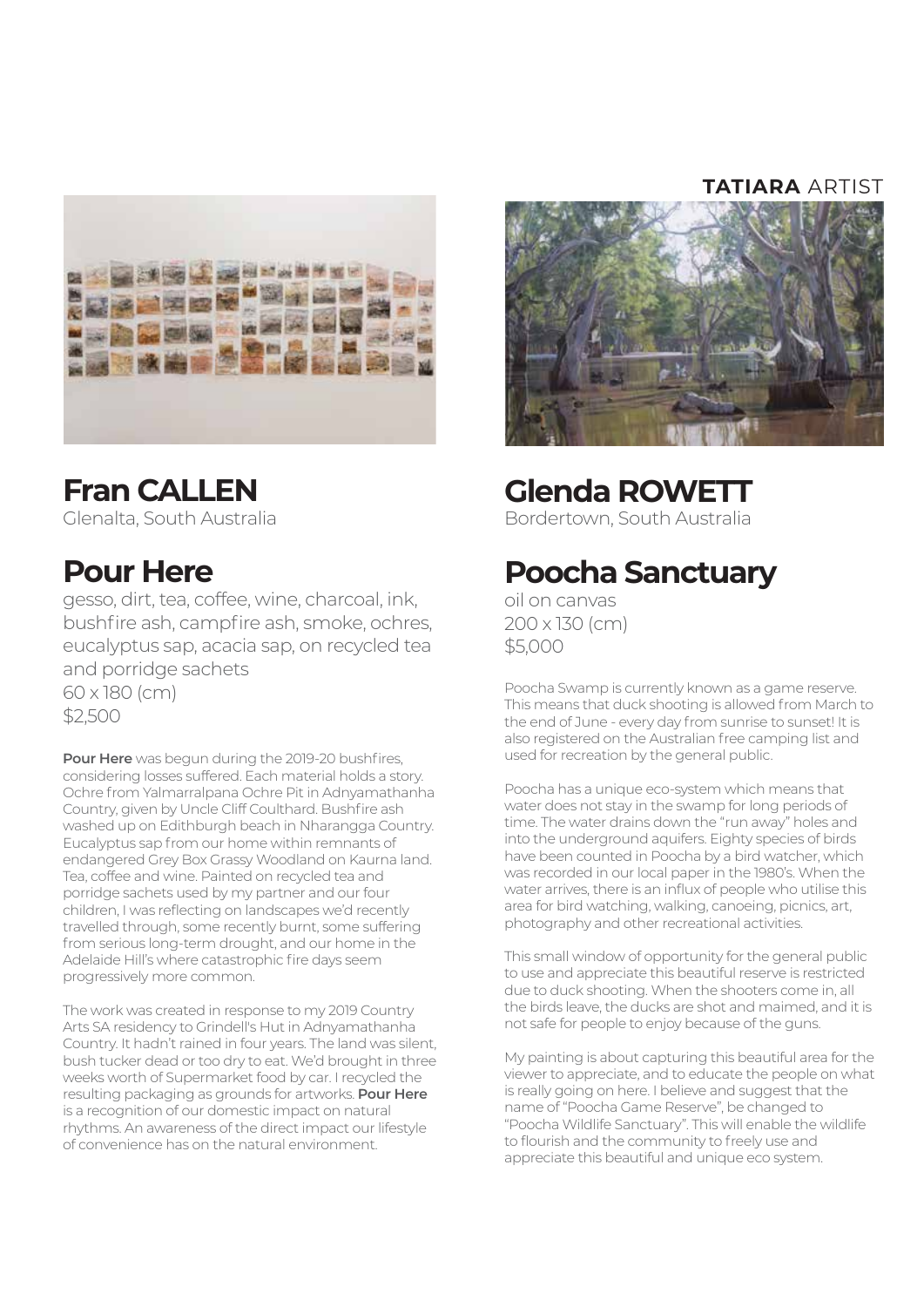## Fran CALLEN

Glenalta, South Australia

## Pour Here

gesso, dirt, tea, coffee, wine, charcoal, ink, bushfire ash, campfire ash, smoke, ochres, eucalyptus sap, acacia sap, on recycled tea and porridge sachets
60 x 180 (cm)
$2,500

**Pour Here** was begun during the 2019-20 bushfires, considering losses suffered. Each material holds a story. Ochre from Yalmarralpana Ochre Pit in Adnyamathanha Country, given by Uncle Cliff Coulthard. Bushfire ash washed up on Edithburgh beach in Nharangga Country. Eucalyptus sap from our home within remnants of endangered Grey Box Grassy Woodland on Kaurna land. Tea, coffee and wine. Painted on recycled tea and porridge sachets used by my partner and our four children, I was reflecting on landscapes we'd recently travelled through, some recently burnt, some suffering from serious long-term drought, and our home in the Adelaide Hill's where catastrophic fire days seem progressively more common.

The work was created in response to my 2019 Country Arts SA residency to Grindell's Hut in Adnyamathanha Country. It hadn't rained in four years. The land was silent, bush tucker dead or too dry to eat. We'd brought in three weeks worth of Supermarket food by car. I recycled the resulting packaging as grounds for artworks. **Pour Here** is a recognition of our domestic impact on natural rhythms. An awareness of the direct impact our lifestyle of convenience has on the natural environment.

**TATIARA** ARTIST

## Glenda ROWETT

Bordertown, South Australia

## Poocha Sanctuary

oil on canvas
200 x 130 (cm)
$5,000

Poocha Swamp is currently known as a game reserve. This means that duck shooting is allowed from March to the end of June - every day from sunrise to sunset! It is also registered on the Australian free camping list and used for recreation by the general public.

Poocha has a unique eco-system which means that water does not stay in the swamp for long periods of time. The water drains down the "run away" holes and into the underground aquifers. Eighty species of birds have been counted in Poocha by a bird watcher, which was recorded in our local paper in the 1980's. When the water arrives, there is an influx of people who utilise this area for bird watching, walking, canoeing, picnics, art, photography and other recreational activities.

This small window of opportunity for the general public to use and appreciate this beautiful reserve is restricted due to duck shooting. When the shooters come in, all the birds leave, the ducks are shot and maimed, and it is not safe for people to enjoy because of the guns.

My painting is about capturing this beautiful area for the viewer to appreciate, and to educate the people on what is really going on here. I believe and suggest that the name of "Poocha Game Reserve", be changed to "Poocha Wildlife Sanctuary". This will enable the wildlife to flourish and the community to freely use and appreciate this beautiful and unique eco system.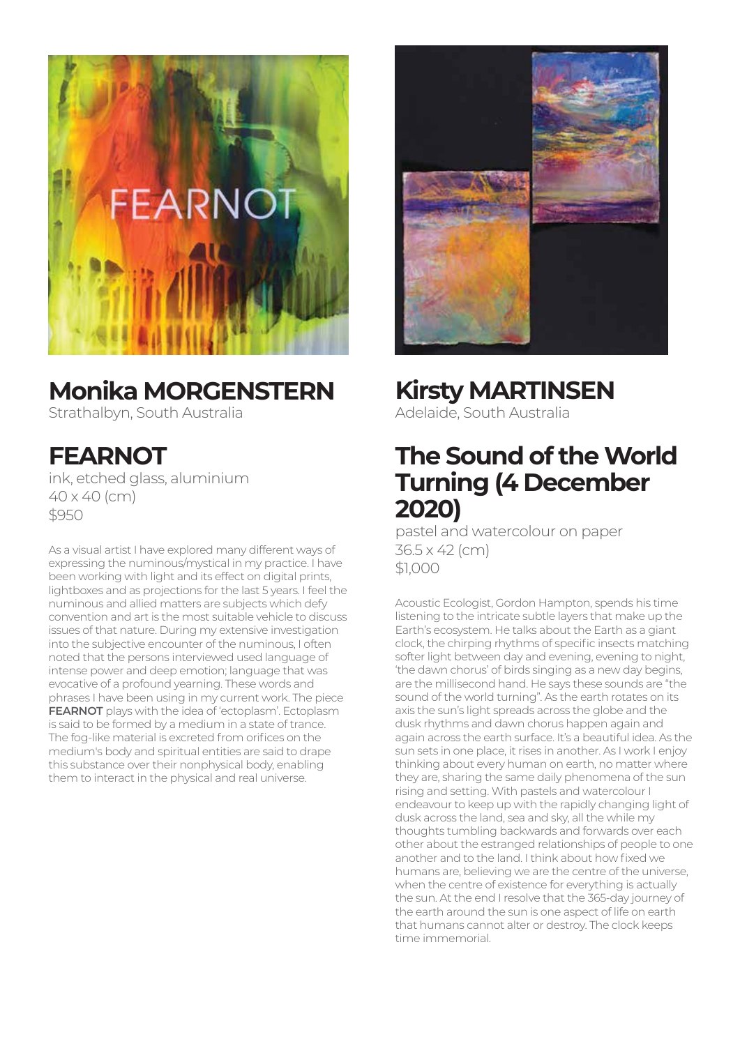## Monika MORGENSTERN

Strathalbyn, South Australia

### FEARNOT

ink, etched glass, aluminium
40 x 40 (cm)
$950

As a visual artist I have explored many different ways of expressing the numinous/mystical in my practice. I have been working with light and its effect on digital prints, lightboxes and as projections for the last 5 years. I feel the numinous and allied matters are subjects which defy convention and art is the most suitable vehicle to discuss issues of that nature. During my extensive investigation into the subjective encounter of the numinous, I often noted that the persons interviewed used language of intense power and deep emotion; language that was evocative of a profound yearning. These words and phrases I have been using in my current work. The piece **FEARNOT** plays with the idea of 'ectoplasm'. Ectoplasm is said to be formed by a medium in a state of trance. The fog-like material is excreted from orifices on the medium's body and spiritual entities are said to drape this substance over their nonphysical body, enabling them to interact in the physical and real universe.

## Kirsty MARTINSEN

Adelaide, South Australia

### The Sound of the World Turning (4 December 2020)

pastel and watercolour on paper
36.5 x 42 (cm)
$1,000

Acoustic Ecologist, Gordon Hampton, spends his time listening to the intricate subtle layers that make up the Earth's ecosystem. He talks about the Earth as a giant clock, the chirping rhythms of specific insects matching softer light between day and evening, evening to night, 'the dawn chorus' of birds singing as a new day begins, are the millisecond hand. He says these sounds are "the sound of the world turning". As the earth rotates on its axis the sun's light spreads across the globe and the dusk rhythms and dawn chorus happen again and again across the earth surface. It's a beautiful idea. As the sun sets in one place, it rises in another. As I work I enjoy thinking about every human on earth, no matter where they are, sharing the same daily phenomena of the sun rising and setting. With pastels and watercolour I endeavour to keep up with the rapidly changing light of dusk across the land, sea and sky, all the while my thoughts tumbling backwards and forwards over each other about the estranged relationships of people to one another and to the land. I think about how fixed we humans are, believing we are the centre of the universe, when the centre of existence for everything is actually the sun. At the end I resolve that the 365-day journey of the earth around the sun is one aspect of life on earth that humans cannot alter or destroy. The clock keeps time immemorial.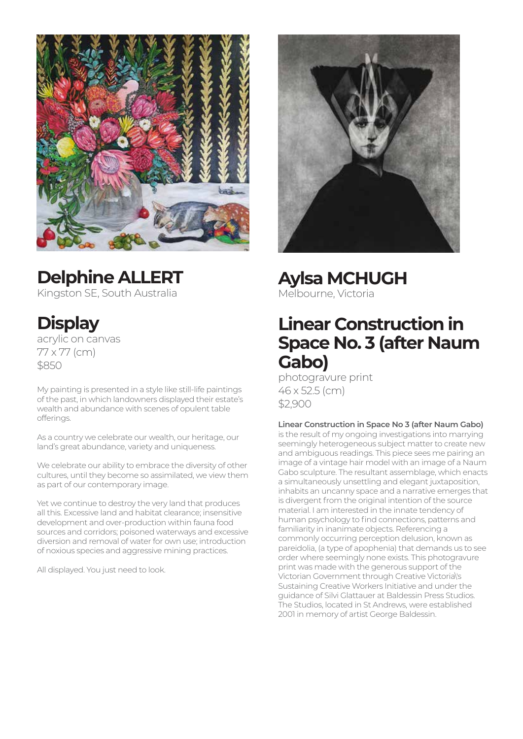## Delphine ALLERT

Kingston SE, South Australia

### Display

acrylic on canvas
77 x 77 (cm)
$850

My painting is presented in a style like still-life paintings of the past, in which landowners displayed their estate's wealth and abundance with scenes of opulent table offerings.

As a country we celebrate our wealth, our heritage, our land's great abundance, variety and uniqueness.

We celebrate our ability to embrace the diversity of other cultures, until they become so assimilated, we view them as part of our contemporary image.

Yet we continue to destroy the very land that produces all this. Excessive land and habitat clearance; insensitive development and over-production within fauna food sources and corridors; poisoned waterways and excessive diversion and removal of water for own use; introduction of noxious species and aggressive mining practices.

All displayed. You just need to look.

## Aylsa MCHUGH

Melbourne, Victoria

### Linear Construction in Space No. 3 (after Naum Gabo)

photogravure print
46 x 52.5 (cm)
$2,900

**Linear Construction in Space No 3 (after Naum Gabo)** is the result of my ongoing investigations into marrying seemingly heterogeneous subject matter to create new and ambiguous readings. This piece sees me pairing an image of a vintage hair model with an image of a Naum Gabo sculpture. The resultant assemblage, which enacts a simultaneously unsettling and elegant juxtaposition, inhabits an uncanny space and a narrative emerges that is divergent from the original intention of the source material. I am interested in the innate tendency of human psychology to find connections, patterns and familiarity in inanimate objects. Referencing a commonly occurring perception delusion, known as pareidolia, (a type of apophenia) that demands us to see order where seemingly none exists. This photogravure print was made with the generous support of the Victorian Government through Creative Victoria\'s Sustaining Creative Workers Initiative and under the guidance of Silvi Glattauer at Baldessin Press Studios. The Studios, located in St Andrews, were established 2001 in memory of artist George Baldessin.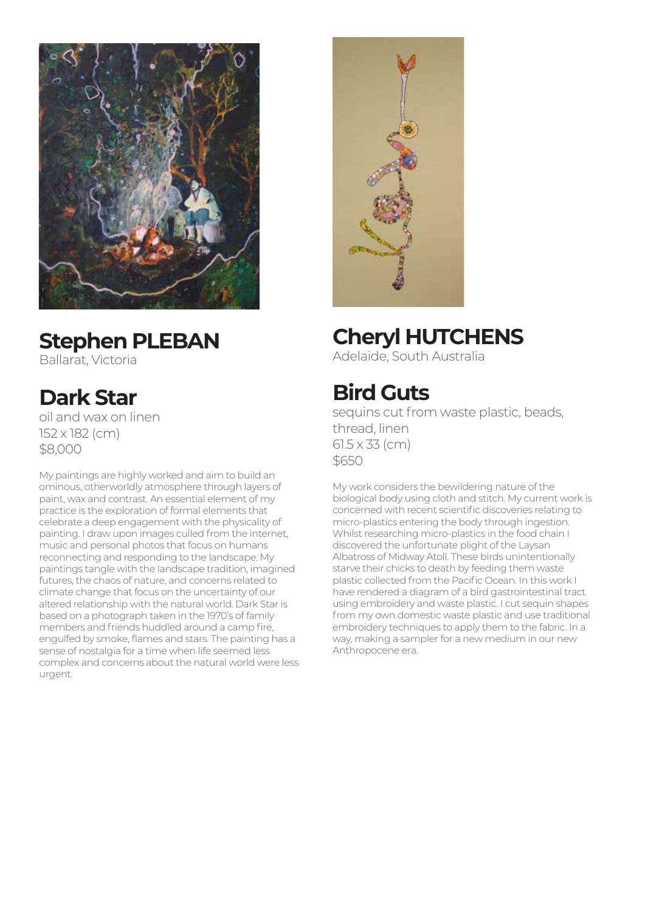## Stephen PLEBAN

Ballarat, Victoria

## Dark Star

oil and wax on linen
152 x 182 (cm)
$8,000

My paintings are highly worked and aim to build an ominous, otherworldly atmosphere through layers of paint, wax and contrast. An essential element of my practice is the exploration of formal elements that celebrate a deep engagement with the physicality of painting. I draw upon images culled from the internet, music and personal photos that focus on humans reconnecting and responding to the landscape. My paintings tangle with the landscape tradition, imagined futures, the chaos of nature, and concerns related to climate change that focus on the uncertainty of our altered relationship with the natural world. Dark Star is based on a photograph taken in the 1970's of family members and friends huddled around a camp fire, engulfed by smoke, flames and stars. The painting has a sense of nostalgia for a time when life seemed less complex and concerns about the natural world were less urgent.

## Cheryl HUTCHENS

Adelaide, South Australia

## Bird Guts

sequins cut from waste plastic, beads, thread, linen
61.5 x 33 (cm)
$650

My work considers the bewildering nature of the biological body using cloth and stitch. My current work is concerned with recent scientific discoveries relating to micro-plastics entering the body through ingestion. Whilst researching micro-plastics in the food chain I discovered the unfortunate plight of the Laysan Albatross of Midway Atoll. These birds unintentionally starve their chicks to death by feeding them waste plastic collected from the Pacific Ocean. In this work I have rendered a diagram of a bird gastrointestinal tract using embroidery and waste plastic. I cut sequin shapes from my own domestic waste plastic and use traditional embroidery techniques to apply them to the fabric. In a way, making a sampler for a new medium in our new Anthropocene era.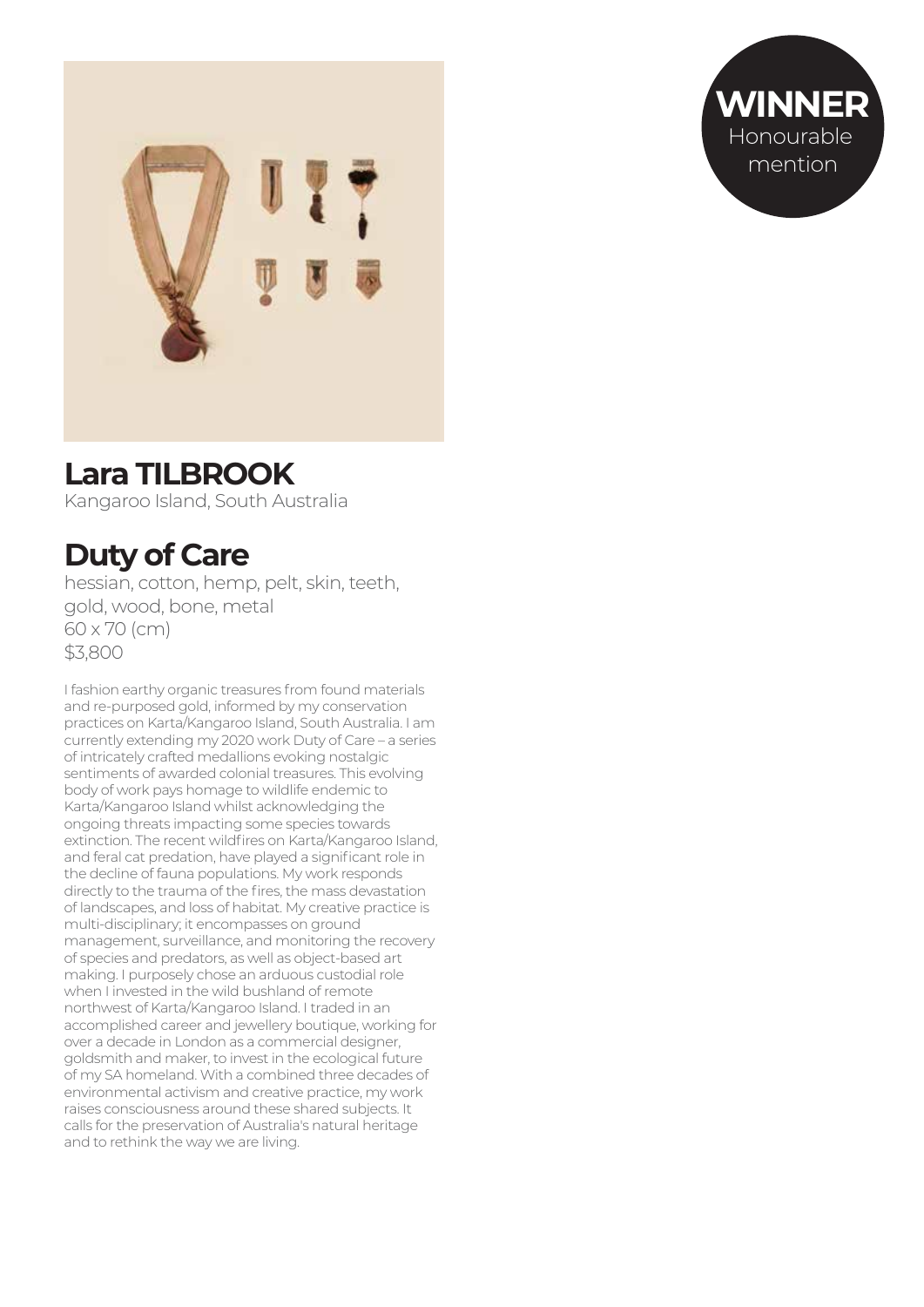**WINNER**
Honourable mention

## Lara TILBROOK

Kangaroo Island, South Australia

## Duty of Care

hessian, cotton, hemp, pelt, skin, teeth, gold, wood, bone, metal
60 x 70 (cm)
$3,800

I fashion earthy organic treasures from found materials and re-purposed gold, informed by my conservation practices on Karta/Kangaroo Island, South Australia. I am currently extending my 2020 work Duty of Care – a series of intricately crafted medallions evoking nostalgic sentiments of awarded colonial treasures. This evolving body of work pays homage to wildlife endemic to Karta/Kangaroo Island whilst acknowledging the ongoing threats impacting some species towards extinction. The recent wildfires on Karta/Kangaroo Island, and feral cat predation, have played a significant role in the decline of fauna populations. My work responds directly to the trauma of the fires, the mass devastation of landscapes, and loss of habitat. My creative practice is multi-disciplinary; it encompasses on ground management, surveillance, and monitoring the recovery of species and predators, as well as object-based art making. I purposely chose an arduous custodial role when I invested in the wild bushland of remote northwest of Karta/Kangaroo Island. I traded in an accomplished career and jewellery boutique, working for over a decade in London as a commercial designer, goldsmith and maker, to invest in the ecological future of my SA homeland. With a combined three decades of environmental activism and creative practice, my work raises consciousness around these shared subjects. It calls for the preservation of Australia's natural heritage and to rethink the way we are living.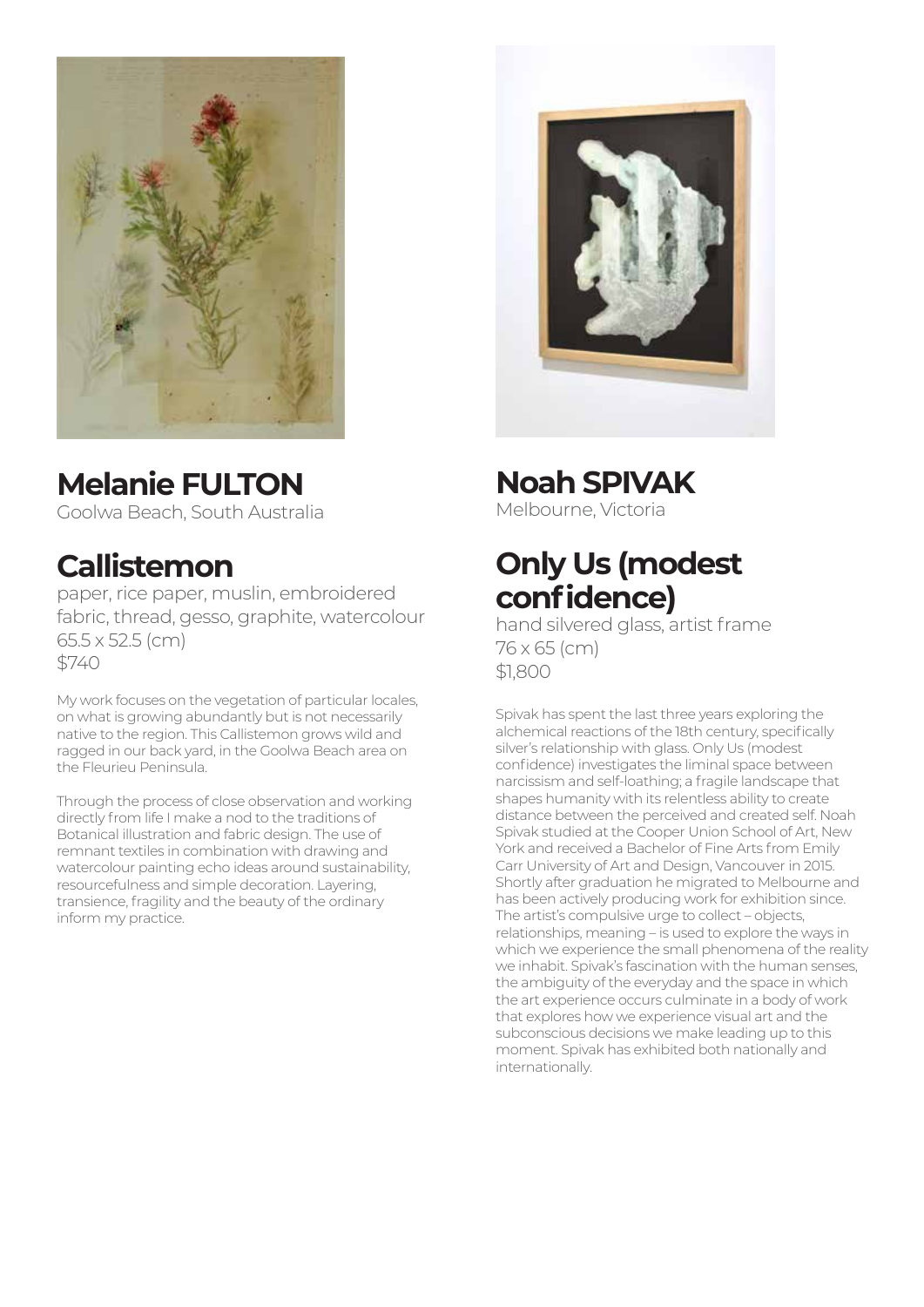## Melanie FULTON

Goolwa Beach, South Australia

### Callistemon

paper, rice paper, muslin, embroidered fabric, thread, gesso, graphite, watercolour
65.5 x 52.5 (cm)
$740

My work focuses on the vegetation of particular locales, on what is growing abundantly but is not necessarily native to the region. This Callistemon grows wild and ragged in our back yard, in the Goolwa Beach area on the Fleurieu Peninsula.

Through the process of close observation and working directly from life I make a nod to the traditions of Botanical illustration and fabric design. The use of remnant textiles in combination with drawing and watercolour painting echo ideas around sustainability, resourcefulness and simple decoration. Layering, transience, fragility and the beauty of the ordinary inform my practice.

## Noah SPIVAK

Melbourne, Victoria

### Only Us (modest confidence)

hand silvered glass, artist frame
76 x 65 (cm)
$1,800

Spivak has spent the last three years exploring the alchemical reactions of the 18th century, specifically silver's relationship with glass. Only Us (modest confidence) investigates the liminal space between narcissism and self-loathing; a fragile landscape that shapes humanity with its relentless ability to create distance between the perceived and created self. Noah Spivak studied at the Cooper Union School of Art, New York and received a Bachelor of Fine Arts from Emily Carr University of Art and Design, Vancouver in 2015. Shortly after graduation he migrated to Melbourne and has been actively producing work for exhibition since. The artist's compulsive urge to collect – objects, relationships, meaning – is used to explore the ways in which we experience the small phenomena of the reality we inhabit. Spivak's fascination with the human senses, the ambiguity of the everyday and the space in which the art experience occurs culminate in a body of work that explores how we experience visual art and the subconscious decisions we make leading up to this moment. Spivak has exhibited both nationally and internationally.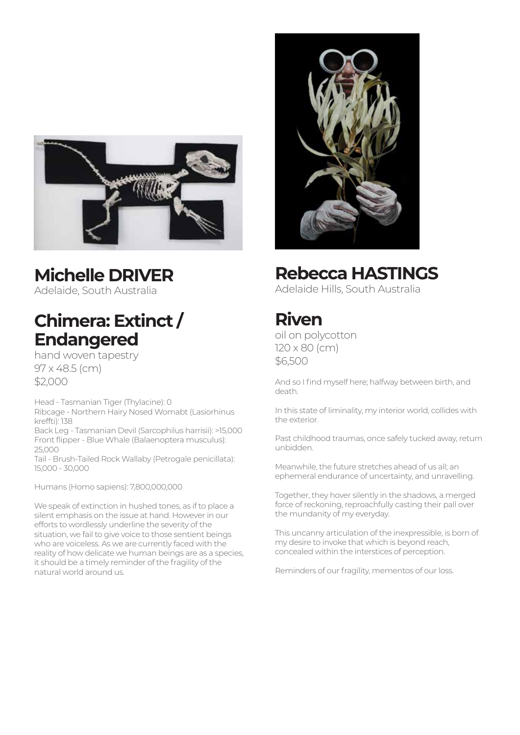## Michelle DRIVER

Adelaide, South Australia

## Chimera: Extinct / Endangered

hand woven tapestry
97 x 48.5 (cm)
$2,000

Head - Tasmanian Tiger (Thylacine): 0
Ribcage - Northern Hairy Nosed Womabt (Lasiorhinus kreffti): 138
Back Leg - Tasmanian Devil (Sarcophilus harrisii): >15,000
Front flipper - Blue Whale (Balaenoptera musculus): 25,000
Tail - Brush-Tailed Rock Wallaby (Petrogale penicillata): 15,000 - 30,000

Humans (Homo sapiens): 7,800,000,000

We speak of extinction in hushed tones, as if to place a silent emphasis on the issue at hand. However in our efforts to wordlessly underline the severity of the situation, we fail to give voice to those sentient beings who are voiceless. As we are currently faced with the reality of how delicate we human beings are as a species, it should be a timely reminder of the fragility of the natural world around us.

## Rebecca HASTINGS

Adelaide Hills, South Australia

## Riven

oil on polycotton
120 x 80 (cm)
$6,500

And so I find myself here; halfway between birth, and death.

In this state of liminality, my interior world, collides with the exterior.

Past childhood traumas, once safely tucked away, return unbidden.

Meanwhile, the future stretches ahead of us all; an ephemeral endurance of uncertainty, and unravelling.

Together, they hover silently in the shadows, a merged force of reckoning, reproachfully casting their pall over the mundanity of my everyday.

This uncanny articulation of the inexpressible, is born of my desire to invoke that which is beyond reach, concealed within the interstices of perception.

Reminders of our fragility, mementos of our loss.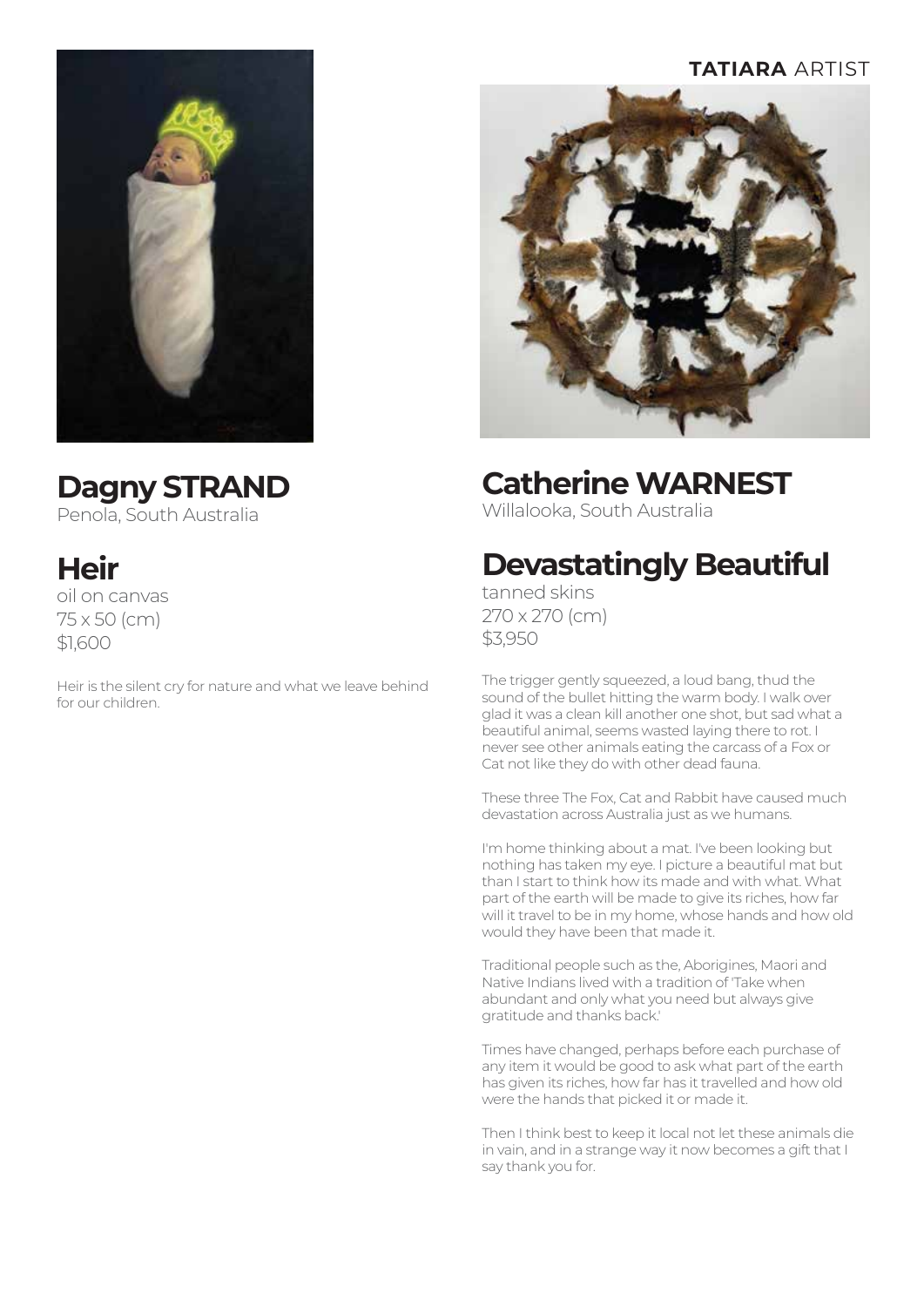## Dagny STRAND

Penola, South Australia

### Heir

oil on canvas
75 x 50 (cm)
$1,600

Heir is the silent cry for nature and what we leave behind for our children.

**TATIARA** ARTIST

## Catherine WARNEST

Willalooka, South Australia

### Devastatingly Beautiful

tanned skins
270 x 270 (cm)
$3,950

The trigger gently squeezed, a loud bang, thud the sound of the bullet hitting the warm body. I walk over glad it was a clean kill another one shot, but sad what a beautiful animal, seems wasted laying there to rot. I never see other animals eating the carcass of a Fox or Cat not like they do with other dead fauna.

These three The Fox, Cat and Rabbit have caused much devastation across Australia just as we humans.

I'm home thinking about a mat. I've been looking but nothing has taken my eye. I picture a beautiful mat but than I start to think how its made and with what. What part of the earth will be made to give its riches, how far will it travel to be in my home, whose hands and how old would they have been that made it.

Traditional people such as the, Aborigines, Maori and Native Indians lived with a tradition of 'Take when abundant and only what you need but always give gratitude and thanks back.'

Times have changed, perhaps before each purchase of any item it would be good to ask what part of the earth has given its riches, how far has it travelled and how old were the hands that picked it or made it.

Then I think best to keep it local not let these animals die in vain, and in a strange way it now becomes a gift that I say thank you for.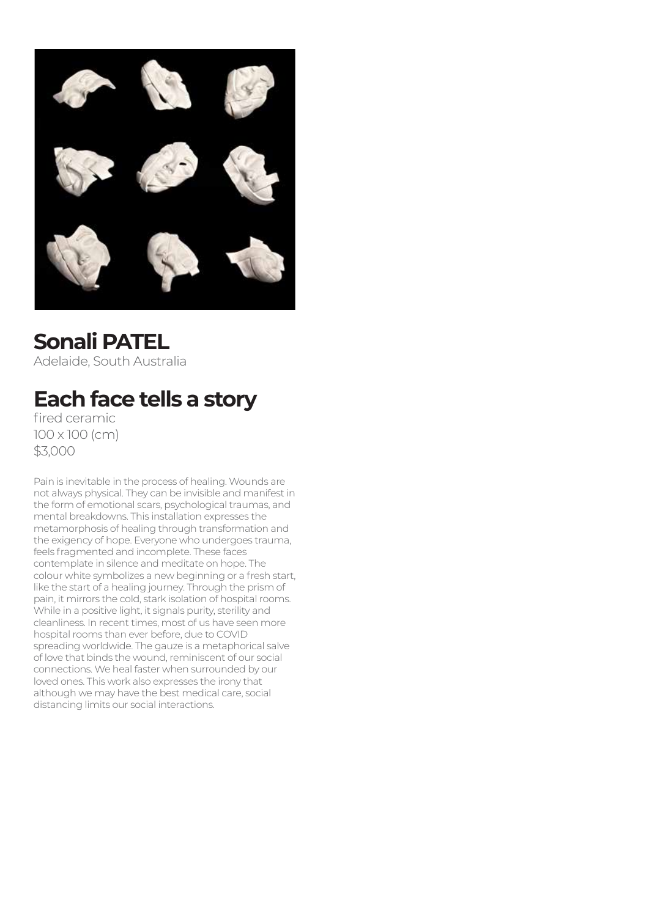# Sonali PATEL

Adelaide, South Australia

## Each face tells a story

fired ceramic
100 x 100 (cm)
$3,000

Pain is inevitable in the process of healing. Wounds are not always physical. They can be invisible and manifest in the form of emotional scars, psychological traumas, and mental breakdowns. This installation expresses the metamorphosis of healing through transformation and the exigency of hope. Everyone who undergoes trauma, feels fragmented and incomplete. These faces contemplate in silence and meditate on hope. The colour white symbolizes a new beginning or a fresh start, like the start of a healing journey. Through the prism of pain, it mirrors the cold, stark isolation of hospital rooms. While in a positive light, it signals purity, sterility and cleanliness. In recent times, most of us have seen more hospital rooms than ever before, due to COVID spreading worldwide. The gauze is a metaphorical salve of love that binds the wound, reminiscent of our social connections. We heal faster when surrounded by our loved ones. This work also expresses the irony that although we may have the best medical care, social distancing limits our social interactions.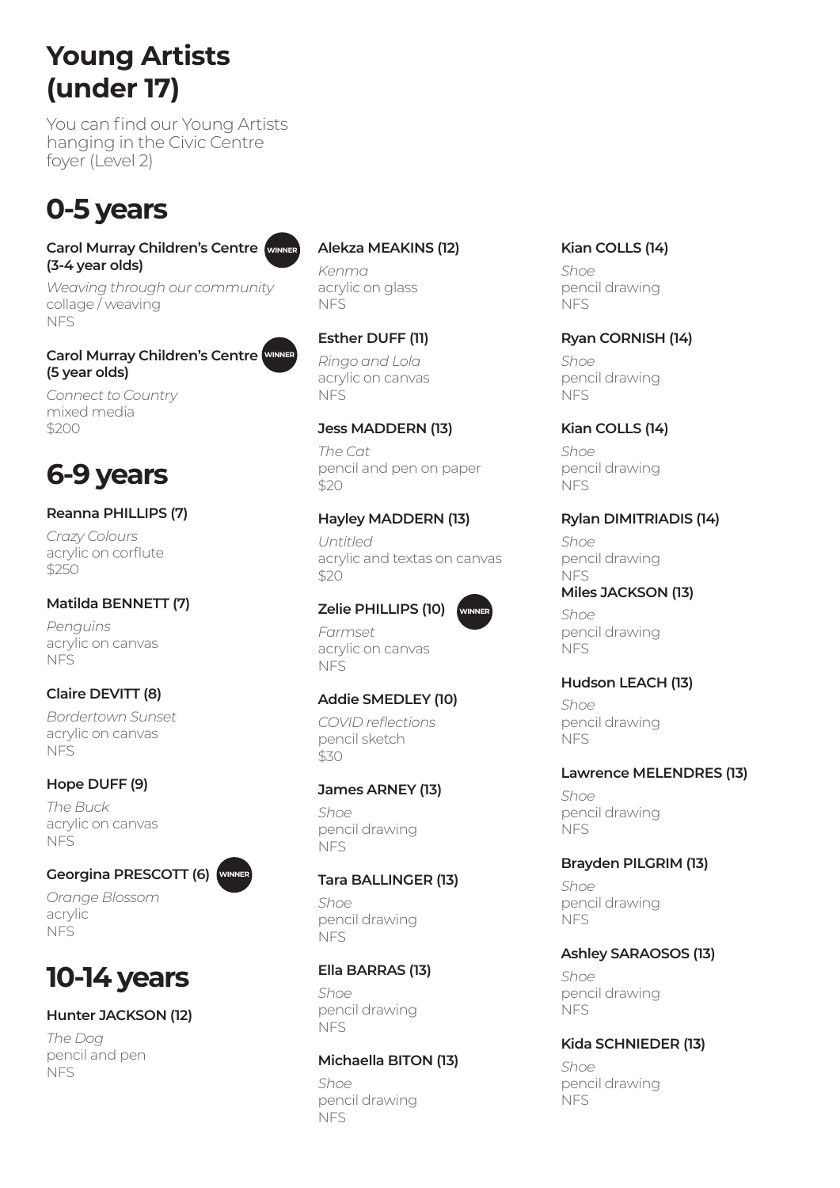# Young Artists (under 17)

You can find our Young Artists hanging in the Civic Centre foyer (Level 2)

## 0-5 years

**Carol Murray Children's Centre (3-4 year olds)** WINNER

*Weaving through our community*
collage / weaving
NFS

**Carol Murray Children's Centre (5 year olds)** WINNER

*Connect to Country*
mixed media
$200

## 6-9 years

**Reanna PHILLIPS (7)**

*Crazy Colours*
acrylic on corflute
$250

**Matilda BENNETT (7)**

*Penguins*
acrylic on canvas
NFS

**Claire DEVITT (8)**

*Bordertown Sunset*
acrylic on canvas
NFS

**Hope DUFF (9)**

*The Buck*
acrylic on canvas
NFS

**Georgina PRESCOTT (6)** WINNER

*Orange Blossom*
acrylic
NFS

## 10-14 years

**Hunter JACKSON (12)**

*The Dog*
pencil and pen
NFS

**Alekza MEAKINS (12)**

*Kenma*
acrylic on glass
NFS

**Esther DUFF (11)**

*Ringo and Lola*
acrylic on canvas
NFS

**Jess MADDERN (13)**

*The Cat*
pencil and pen on paper
$20

**Hayley MADDERN (13)**

*Untitled*
acrylic and textas on canvas
$20

**Zelie PHILLIPS (10)** WINNER

*Farmset*
acrylic on canvas
NFS

**Addie SMEDLEY (10)**

*COVID reflections*
pencil sketch
$30

**James ARNEY (13)**

*Shoe*
pencil drawing
NFS

**Tara BALLINGER (13)**

*Shoe*
pencil drawing
NFS

**Ella BARRAS (13)**

*Shoe*
pencil drawing
NFS

**Michaella BITON (13)**

*Shoe*
pencil drawing
NFS

**Kian COLLS (14)**

*Shoe*
pencil drawing
NFS

**Ryan CORNISH (14)**

*Shoe*
pencil drawing
NFS

**Kian COLLS (14)**

*Shoe*
pencil drawing
NFS

**Rylan DIMITRIADIS (14)**

*Shoe*
pencil drawing
NFS

**Miles JACKSON (13)**

*Shoe*
pencil drawing
NFS

**Hudson LEACH (13)**

*Shoe*
pencil drawing
NFS

**Lawrence MELENDRES (13)**

*Shoe*
pencil drawing
NFS

**Brayden PILGRIM (13)**

*Shoe*
pencil drawing
NFS

**Ashley SARAOSOS (13)**

*Shoe*
pencil drawing
NFS

**Kida SCHNIEDER (13)**

*Shoe*
pencil drawing
NFS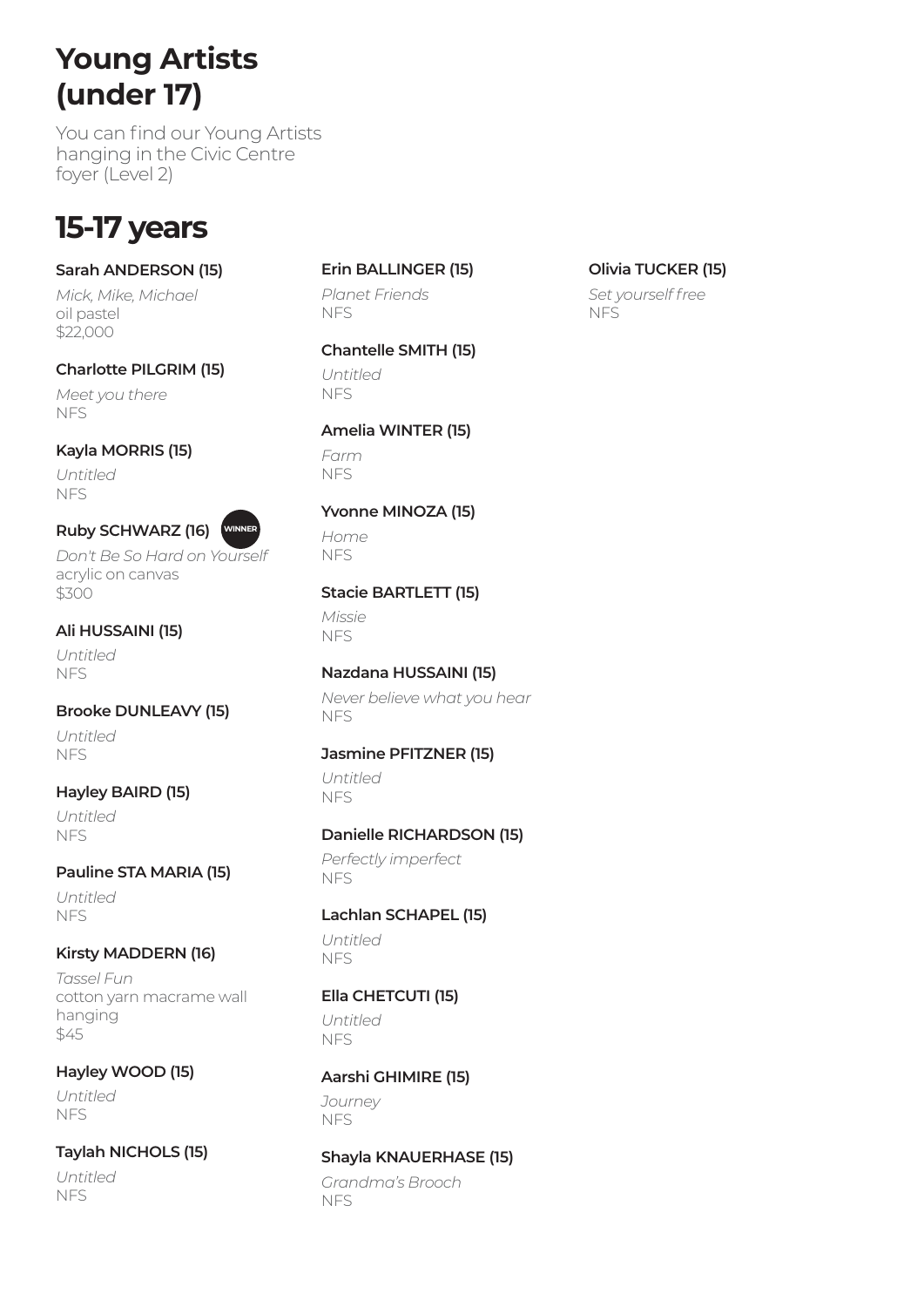# Young Artists (under 17)

You can find our Young Artists hanging in the Civic Centre foyer (Level 2)

## 15-17 years

**Sarah ANDERSON (15)**
*Mick, Mike, Michael*
oil pastel
$22,000

**Charlotte PILGRIM (15)**
*Meet you there*
NFS

**Kayla MORRIS (15)**
*Untitled*
NFS

**Ruby SCHWARZ (16)** WINNER
*Don't Be So Hard on Yourself*
acrylic on canvas
$300

**Ali HUSSAINI (15)**
*Untitled*
NFS

**Brooke DUNLEAVY (15)**
*Untitled*
NFS

**Hayley BAIRD (15)**
*Untitled*
NFS

**Pauline STA MARIA (15)**
*Untitled*
NFS

**Kirsty MADDERN (16)**
*Tassel Fun*
cotton yarn macrame wall hanging
$45

**Hayley WOOD (15)**
*Untitled*
NFS

**Taylah NICHOLS (15)**
*Untitled*
NFS

**Erin BALLINGER (15)**
*Planet Friends*
NFS

**Chantelle SMITH (15)**
*Untitled*
NFS

**Amelia WINTER (15)**
*Farm*
NFS

**Yvonne MINOZA (15)**
*Home*
NFS

**Stacie BARTLETT (15)**
*Missie*
NFS

**Nazdana HUSSAINI (15)**
*Never believe what you hear*
NFS

**Jasmine PFITZNER (15)**
*Untitled*
NFS

**Danielle RICHARDSON (15)**
*Perfectly imperfect*
NFS

**Lachlan SCHAPEL (15)**
*Untitled*
NFS

**Ella CHETCUTI (15)**
*Untitled*
NFS

**Aarshi GHIMIRE (15)**
*Journey*
NFS

**Shayla KNAUERHASE (15)**
*Grandma's Brooch*
NFS

**Olivia TUCKER (15)**
*Set yourself free*
NFS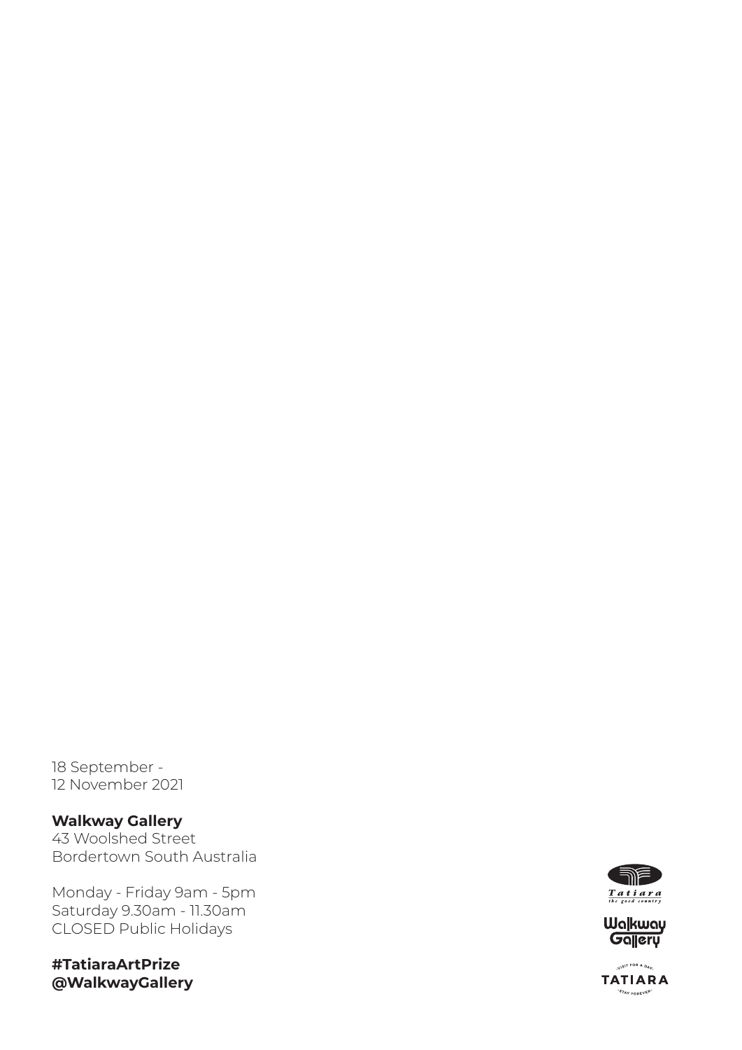18 September -
12 November 2021

**Walkway Gallery**
43 Woolshed Street
Bordertown South Australia

Monday - Friday 9am - 5pm
Saturday 9.30am - 11.30am
CLOSED Public Holidays

**#TatiaraArtPrize**
**@WalkwayGallery**